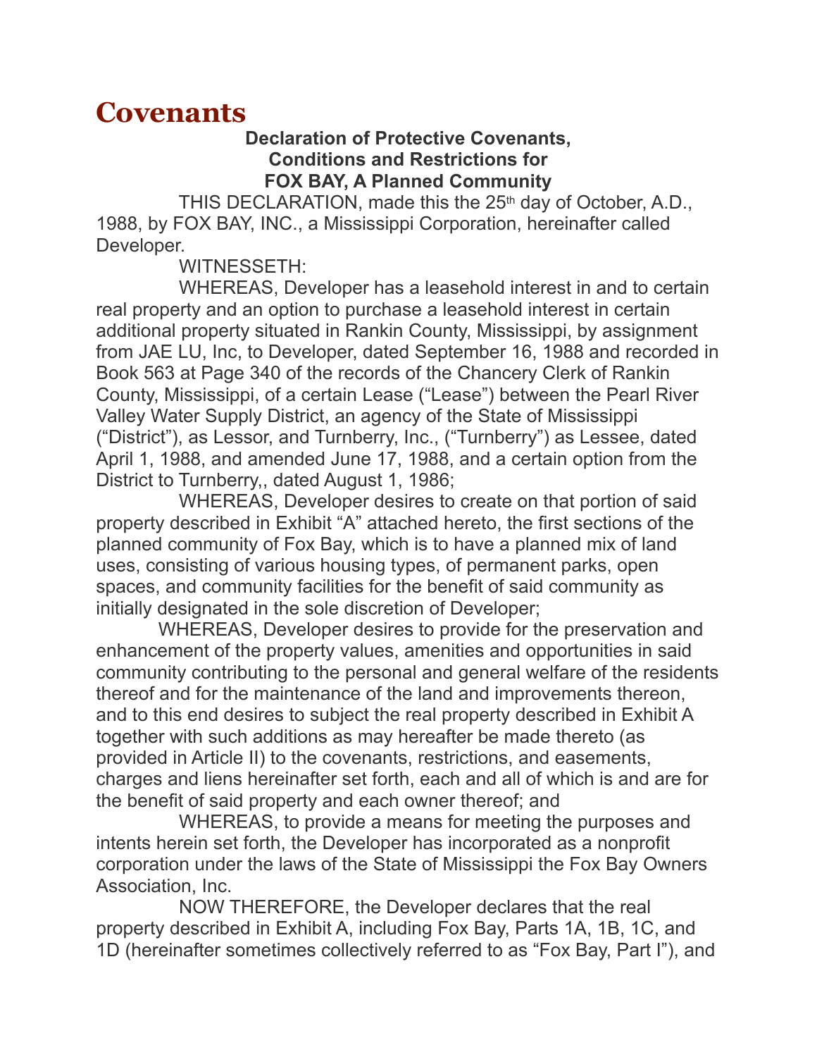# Covenants

**Declaration of Protective Covenants,**
**Conditions and Restrictions for**
**FOX BAY, A Planned Community**

THIS DECLARATION, made this the 25th day of October, A.D., 1988, by FOX BAY, INC., a Mississippi Corporation, hereinafter called Developer.

WITNESSETH:

WHEREAS, Developer has a leasehold interest in and to certain real property and an option to purchase a leasehold interest in certain additional property situated in Rankin County, Mississippi, by assignment from JAE LU, Inc, to Developer, dated September 16, 1988 and recorded in Book 563 at Page 340 of the records of the Chancery Clerk of Rankin County, Mississippi, of a certain Lease ("Lease") between the Pearl River Valley Water Supply District, an agency of the State of Mississippi ("District"), as Lessor, and Turnberry, Inc., ("Turnberry") as Lessee, dated April 1, 1988, and amended June 17, 1988, and a certain option from the District to Turnberry,, dated August 1, 1986;

WHEREAS, Developer desires to create on that portion of said property described in Exhibit "A" attached hereto, the first sections of the planned community of Fox Bay, which is to have a planned mix of land uses, consisting of various housing types, of permanent parks, open spaces, and community facilities for the benefit of said community as initially designated in the sole discretion of Developer;

WHEREAS, Developer desires to provide for the preservation and enhancement of the property values, amenities and opportunities in said community contributing to the personal and general welfare of the residents thereof and for the maintenance of the land and improvements thereon, and to this end desires to subject the real property described in Exhibit A together with such additions as may hereafter be made thereto (as provided in Article II) to the covenants, restrictions, and easements, charges and liens hereinafter set forth, each and all of which is and are for the benefit of said property and each owner thereof; and

WHEREAS, to provide a means for meeting the purposes and intents herein set forth, the Developer has incorporated as a nonprofit corporation under the laws of the State of Mississippi the Fox Bay Owners Association, Inc.

NOW THEREFORE, the Developer declares that the real property described in Exhibit A, including Fox Bay, Parts 1A, 1B, 1C, and 1D (hereinafter sometimes collectively referred to as "Fox Bay, Part I"), and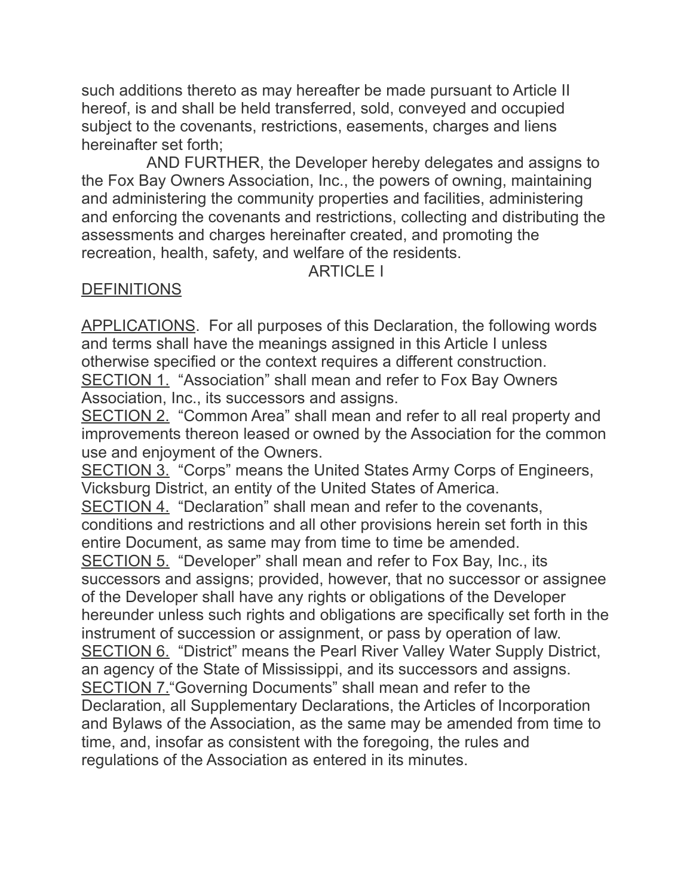such additions thereto as may hereafter be made pursuant to Article II hereof, is and shall be held transferred, sold, conveyed and occupied subject to the covenants, restrictions, easements, charges and liens hereinafter set forth;

AND FURTHER, the Developer hereby delegates and assigns to the Fox Bay Owners Association, Inc., the powers of owning, maintaining and administering the community properties and facilities, administering and enforcing the covenants and restrictions, collecting and distributing the assessments and charges hereinafter created, and promoting the recreation, health, safety, and welfare of the residents.

## ARTICLE I

## DEFINITIONS

APPLICATIONS. For all purposes of this Declaration, the following words and terms shall have the meanings assigned in this Article I unless otherwise specified or the context requires a different construction.

SECTION 1. "Association" shall mean and refer to Fox Bay Owners Association, Inc., its successors and assigns.

SECTION 2. "Common Area" shall mean and refer to all real property and improvements thereon leased or owned by the Association for the common use and enjoyment of the Owners.

SECTION 3. "Corps" means the United States Army Corps of Engineers, Vicksburg District, an entity of the United States of America.

SECTION 4. "Declaration" shall mean and refer to the covenants, conditions and restrictions and all other provisions herein set forth in this entire Document, as same may from time to time be amended.

SECTION 5. "Developer" shall mean and refer to Fox Bay, Inc., its successors and assigns; provided, however, that no successor or assignee of the Developer shall have any rights or obligations of the Developer hereunder unless such rights and obligations are specifically set forth in the instrument of succession or assignment, or pass by operation of law.

SECTION 6. "District" means the Pearl River Valley Water Supply District, an agency of the State of Mississippi, and its successors and assigns.

SECTION 7. "Governing Documents" shall mean and refer to the Declaration, all Supplementary Declarations, the Articles of Incorporation and Bylaws of the Association, as the same may be amended from time to time, and, insofar as consistent with the foregoing, the rules and regulations of the Association as entered in its minutes.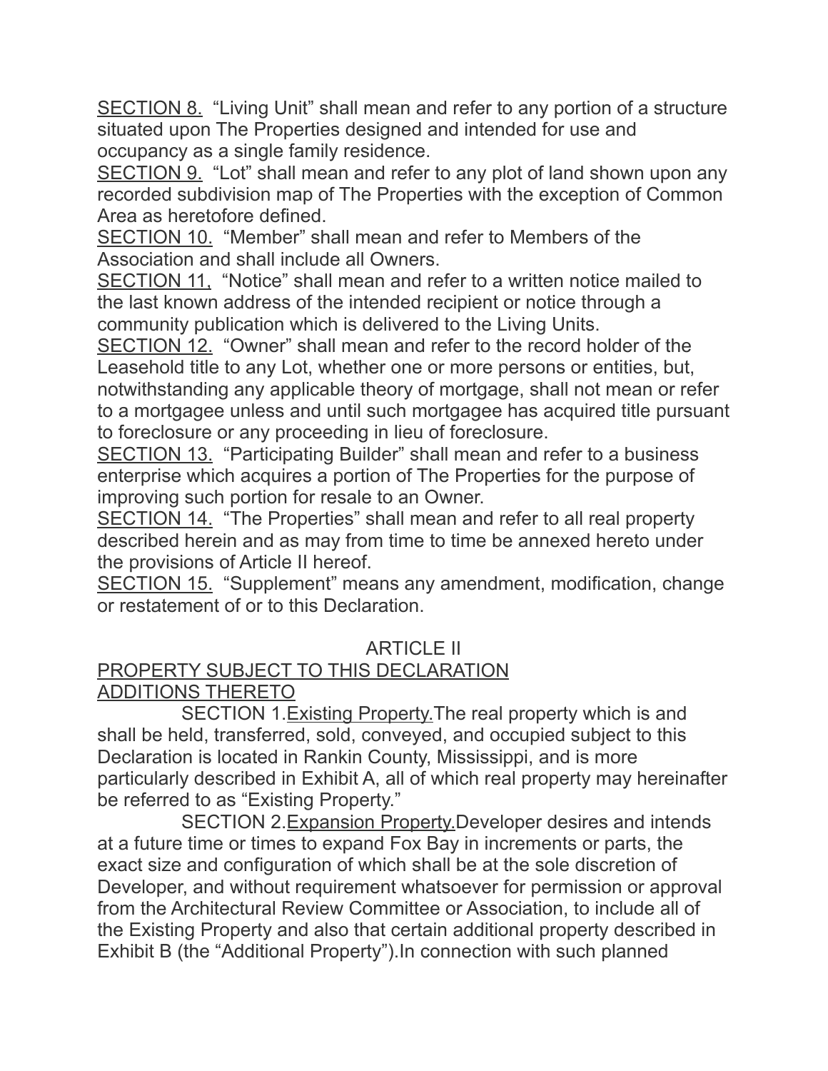SECTION 8. "Living Unit" shall mean and refer to any portion of a structure situated upon The Properties designed and intended for use and occupancy as a single family residence.

SECTION 9. "Lot" shall mean and refer to any plot of land shown upon any recorded subdivision map of The Properties with the exception of Common Area as heretofore defined.

SECTION 10. "Member" shall mean and refer to Members of the Association and shall include all Owners.

SECTION 11, "Notice" shall mean and refer to a written notice mailed to the last known address of the intended recipient or notice through a community publication which is delivered to the Living Units.

SECTION 12. "Owner" shall mean and refer to the record holder of the Leasehold title to any Lot, whether one or more persons or entities, but, notwithstanding any applicable theory of mortgage, shall not mean or refer to a mortgagee unless and until such mortgagee has acquired title pursuant to foreclosure or any proceeding in lieu of foreclosure.

SECTION 13. "Participating Builder" shall mean and refer to a business enterprise which acquires a portion of The Properties for the purpose of improving such portion for resale to an Owner.

SECTION 14. "The Properties" shall mean and refer to all real property described herein and as may from time to time be annexed hereto under the provisions of Article II hereof.

SECTION 15. "Supplement" means any amendment, modification, change or restatement of or to this Declaration.

## ARTICLE II

## PROPERTY SUBJECT TO THIS DECLARATION ADDITIONS THERETO

SECTION 1. Existing Property. The real property which is and shall be held, transferred, sold, conveyed, and occupied subject to this Declaration is located in Rankin County, Mississippi, and is more particularly described in Exhibit A, all of which real property may hereinafter be referred to as "Existing Property."

SECTION 2. Expansion Property. Developer desires and intends at a future time or times to expand Fox Bay in increments or parts, the exact size and configuration of which shall be at the sole discretion of Developer, and without requirement whatsoever for permission or approval from the Architectural Review Committee or Association, to include all of the Existing Property and also that certain additional property described in Exhibit B (the "Additional Property"). In connection with such planned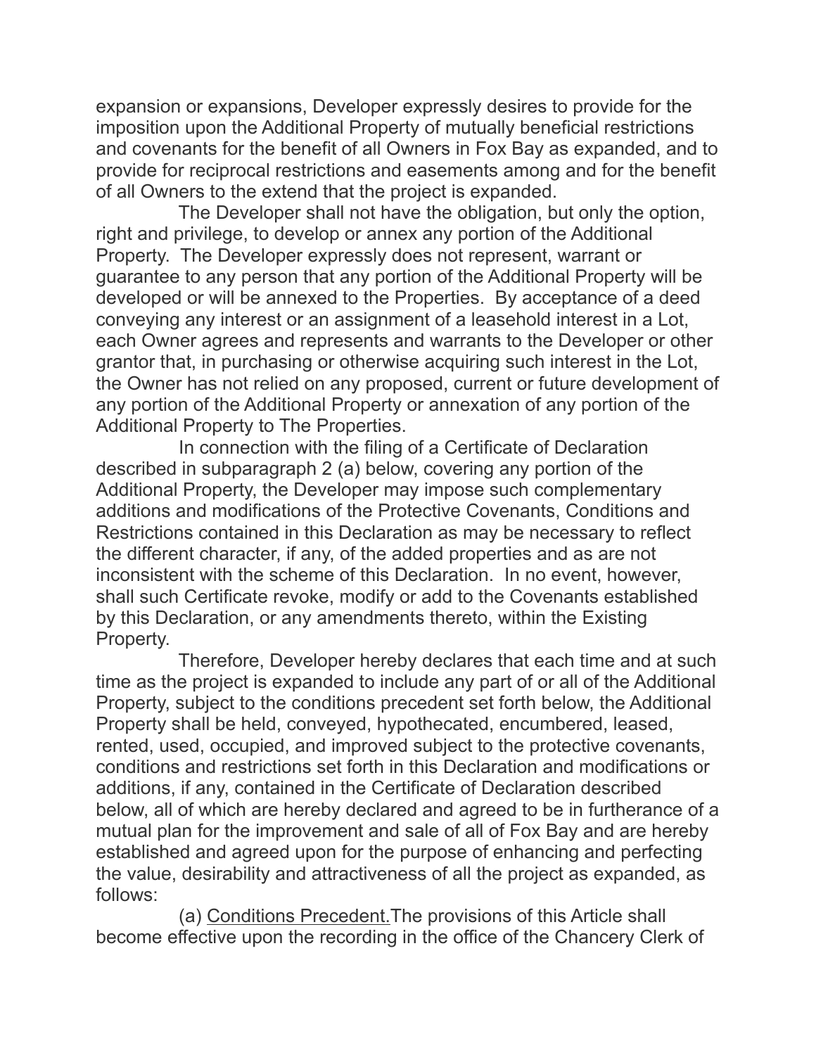expansion or expansions, Developer expressly desires to provide for the imposition upon the Additional Property of mutually beneficial restrictions and covenants for the benefit of all Owners in Fox Bay as expanded, and to provide for reciprocal restrictions and easements among and for the benefit of all Owners to the extend that the project is expanded.

The Developer shall not have the obligation, but only the option, right and privilege, to develop or annex any portion of the Additional Property. The Developer expressly does not represent, warrant or guarantee to any person that any portion of the Additional Property will be developed or will be annexed to the Properties. By acceptance of a deed conveying any interest or an assignment of a leasehold interest in a Lot, each Owner agrees and represents and warrants to the Developer or other grantor that, in purchasing or otherwise acquiring such interest in the Lot, the Owner has not relied on any proposed, current or future development of any portion of the Additional Property or annexation of any portion of the Additional Property to The Properties.

In connection with the filing of a Certificate of Declaration described in subparagraph 2 (a) below, covering any portion of the Additional Property, the Developer may impose such complementary additions and modifications of the Protective Covenants, Conditions and Restrictions contained in this Declaration as may be necessary to reflect the different character, if any, of the added properties and as are not inconsistent with the scheme of this Declaration. In no event, however, shall such Certificate revoke, modify or add to the Covenants established by this Declaration, or any amendments thereto, within the Existing Property.

Therefore, Developer hereby declares that each time and at such time as the project is expanded to include any part of or all of the Additional Property, subject to the conditions precedent set forth below, the Additional Property shall be held, conveyed, hypothecated, encumbered, leased, rented, used, occupied, and improved subject to the protective covenants, conditions and restrictions set forth in this Declaration and modifications or additions, if any, contained in the Certificate of Declaration described below, all of which are hereby declared and agreed to be in furtherance of a mutual plan for the improvement and sale of all of Fox Bay and are hereby established and agreed upon for the purpose of enhancing and perfecting the value, desirability and attractiveness of all the project as expanded, as follows:

(a) Conditions Precedent. The provisions of this Article shall become effective upon the recording in the office of the Chancery Clerk of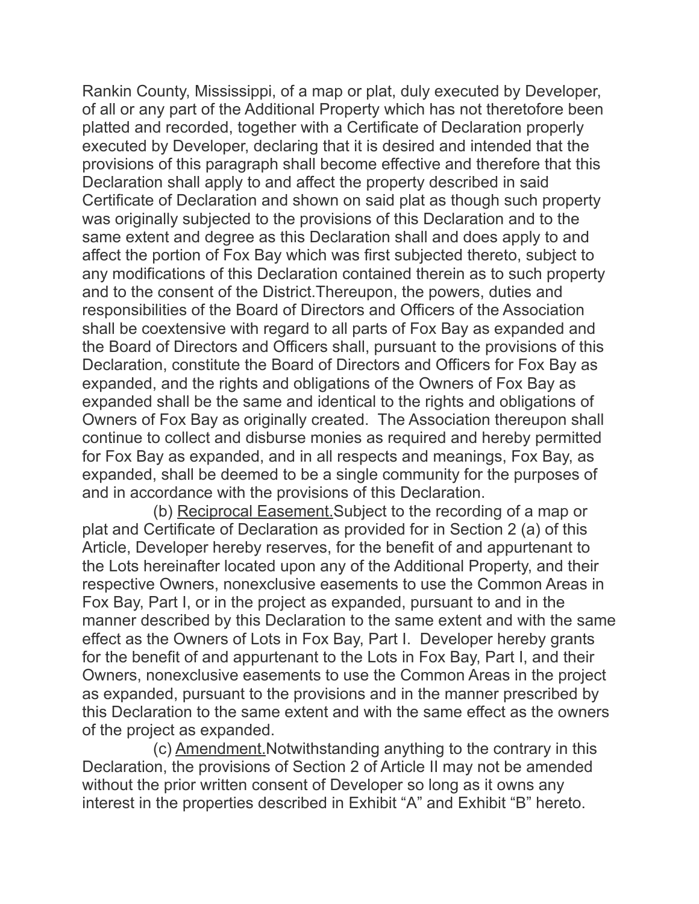Rankin County, Mississippi, of a map or plat, duly executed by Developer, of all or any part of the Additional Property which has not theretofore been platted and recorded, together with a Certificate of Declaration properly executed by Developer, declaring that it is desired and intended that the provisions of this paragraph shall become effective and therefore that this Declaration shall apply to and affect the property described in said Certificate of Declaration and shown on said plat as though such property was originally subjected to the provisions of this Declaration and to the same extent and degree as this Declaration shall and does apply to and affect the portion of Fox Bay which was first subjected thereto, subject to any modifications of this Declaration contained therein as to such property and to the consent of the District.Thereupon, the powers, duties and responsibilities of the Board of Directors and Officers of the Association shall be coextensive with regard to all parts of Fox Bay as expanded and the Board of Directors and Officers shall, pursuant to the provisions of this Declaration, constitute the Board of Directors and Officers for Fox Bay as expanded, and the rights and obligations of the Owners of Fox Bay as expanded shall be the same and identical to the rights and obligations of Owners of Fox Bay as originally created. The Association thereupon shall continue to collect and disburse monies as required and hereby permitted for Fox Bay as expanded, and in all respects and meanings, Fox Bay, as expanded, shall be deemed to be a single community for the purposes of and in accordance with the provisions of this Declaration.

(b) Reciprocal Easement.Subject to the recording of a map or plat and Certificate of Declaration as provided for in Section 2 (a) of this Article, Developer hereby reserves, for the benefit of and appurtenant to the Lots hereinafter located upon any of the Additional Property, and their respective Owners, nonexclusive easements to use the Common Areas in Fox Bay, Part I, or in the project as expanded, pursuant to and in the manner described by this Declaration to the same extent and with the same effect as the Owners of Lots in Fox Bay, Part I. Developer hereby grants for the benefit of and appurtenant to the Lots in Fox Bay, Part I, and their Owners, nonexclusive easements to use the Common Areas in the project as expanded, pursuant to the provisions and in the manner prescribed by this Declaration to the same extent and with the same effect as the owners of the project as expanded.

(c) Amendment.Notwithstanding anything to the contrary in this Declaration, the provisions of Section 2 of Article II may not be amended without the prior written consent of Developer so long as it owns any interest in the properties described in Exhibit “A” and Exhibit “B” hereto.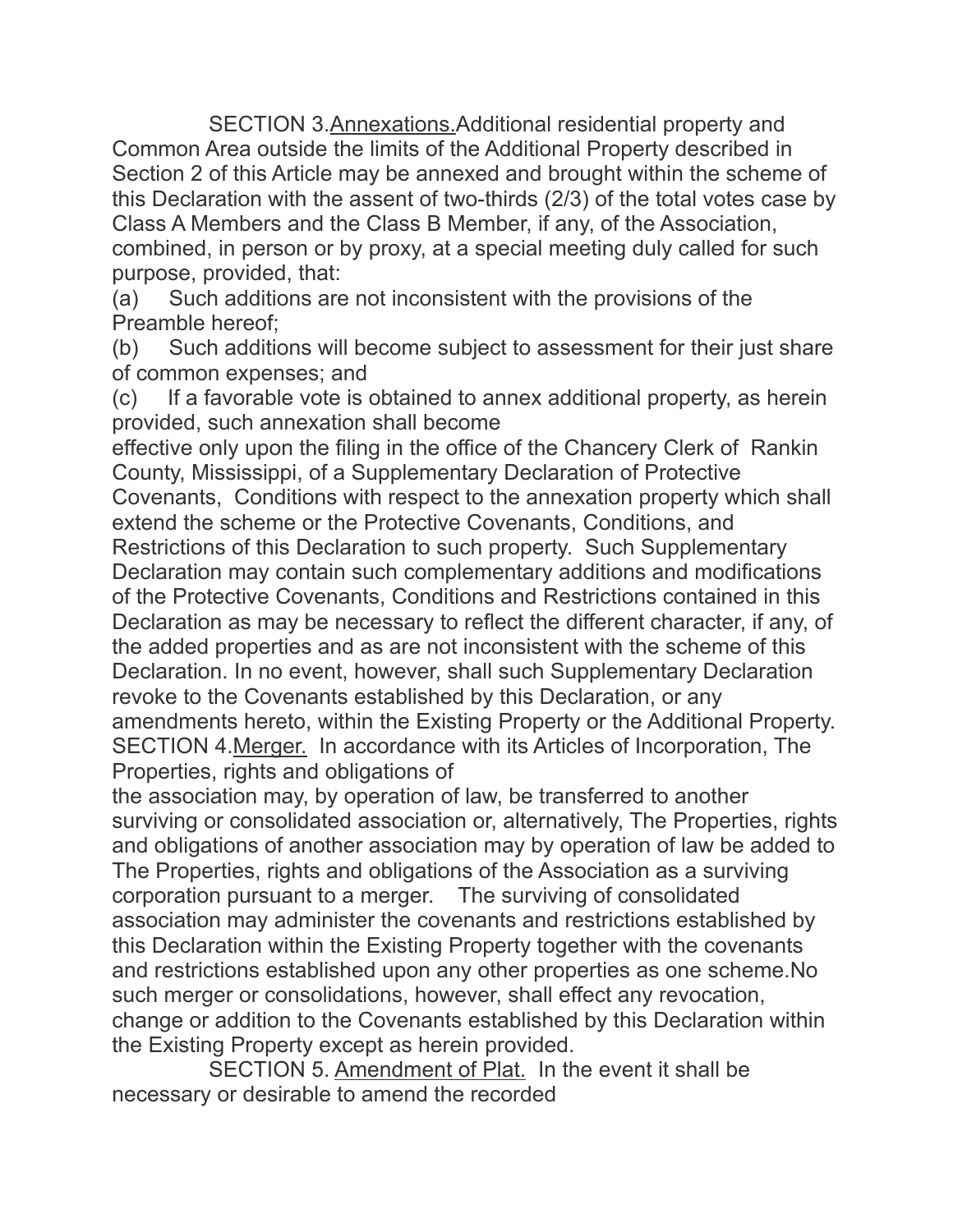SECTION 3. Annexations. Additional residential property and Common Area outside the limits of the Additional Property described in Section 2 of this Article may be annexed and brought within the scheme of this Declaration with the assent of two-thirds (2/3) of the total votes case by Class A Members and the Class B Member, if any, of the Association, combined, in person or by proxy, at a special meeting duly called for such purpose, provided, that:

(a) Such additions are not inconsistent with the provisions of the Preamble hereof;

(b) Such additions will become subject to assessment for their just share of common expenses; and

(c) If a favorable vote is obtained to annex additional property, as herein provided, such annexation shall become effective only upon the filing in the office of the Chancery Clerk of Rankin County, Mississippi, of a Supplementary Declaration of Protective Covenants, Conditions with respect to the annexation property which shall extend the scheme or the Protective Covenants, Conditions, and Restrictions of this Declaration to such property. Such Supplementary Declaration may contain such complementary additions and modifications of the Protective Covenants, Conditions and Restrictions contained in this Declaration as may be necessary to reflect the different character, if any, of the added properties and as are not inconsistent with the scheme of this Declaration. In no event, however, shall such Supplementary Declaration revoke to the Covenants established by this Declaration, or any amendments hereto, within the Existing Property or the Additional Property.

SECTION 4. Merger. In accordance with its Articles of Incorporation, The Properties, rights and obligations of the association may, by operation of law, be transferred to another surviving or consolidated association or, alternatively, The Properties, rights and obligations of another association may by operation of law be added to The Properties, rights and obligations of the Association as a surviving corporation pursuant to a merger. The surviving of consolidated association may administer the covenants and restrictions established by this Declaration within the Existing Property together with the covenants and restrictions established upon any other properties as one scheme. No such merger or consolidations, however, shall effect any revocation, change or addition to the Covenants established by this Declaration within the Existing Property except as herein provided.

SECTION 5. Amendment of Plat. In the event it shall be necessary or desirable to amend the recorded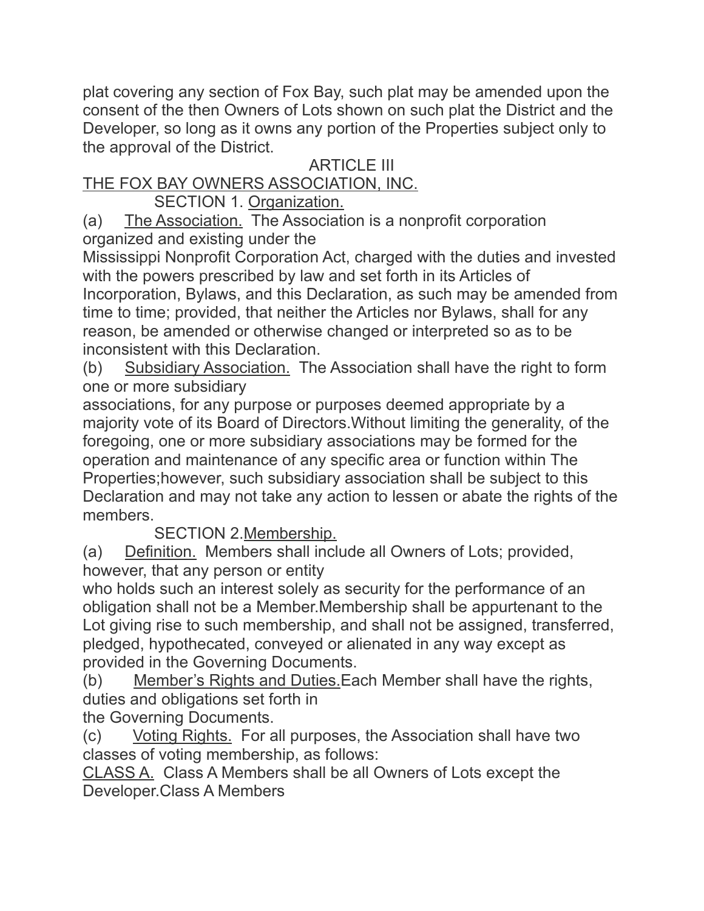plat covering any section of Fox Bay, such plat may be amended upon the consent of the then Owners of Lots shown on such plat the District and the Developer, so long as it owns any portion of the Properties subject only to the approval of the District.

# ARTICLE III

## THE FOX BAY OWNERS ASSOCIATION, INC.

### SECTION 1. Organization.

(a) The Association. The Association is a nonprofit corporation organized and existing under the Mississippi Nonprofit Corporation Act, charged with the duties and invested with the powers prescribed by law and set forth in its Articles of Incorporation, Bylaws, and this Declaration, as such may be amended from time to time; provided, that neither the Articles nor Bylaws, shall for any reason, be amended or otherwise changed or interpreted so as to be inconsistent with this Declaration.

(b) Subsidiary Association. The Association shall have the right to form one or more subsidiary associations, for any purpose or purposes deemed appropriate by a majority vote of its Board of Directors.Without limiting the generality, of the foregoing, one or more subsidiary associations may be formed for the operation and maintenance of any specific area or function within The Properties;however, such subsidiary association shall be subject to this Declaration and may not take any action to lessen or abate the rights of the members.

### SECTION 2.Membership.

(a) Definition. Members shall include all Owners of Lots; provided, however, that any person or entity who holds such an interest solely as security for the performance of an obligation shall not be a Member.Membership shall be appurtenant to the Lot giving rise to such membership, and shall not be assigned, transferred, pledged, hypothecated, conveyed or alienated in any way except as provided in the Governing Documents.

(b) Member's Rights and Duties.Each Member shall have the rights, duties and obligations set forth in the Governing Documents.

(c) Voting Rights. For all purposes, the Association shall have two classes of voting membership, as follows:

CLASS A. Class A Members shall be all Owners of Lots except the Developer.Class A Members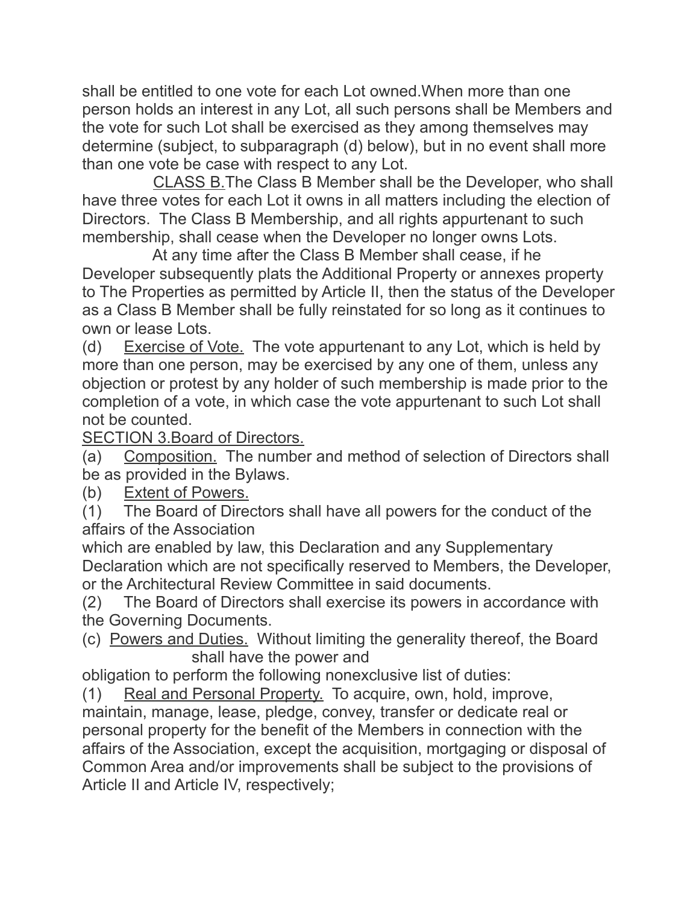shall be entitled to one vote for each Lot owned.When more than one person holds an interest in any Lot, all such persons shall be Members and the vote for such Lot shall be exercised as they among themselves may determine (subject, to subparagraph (d) below), but in no event shall more than one vote be case with respect to any Lot.

CLASS B.The Class B Member shall be the Developer, who shall have three votes for each Lot it owns in all matters including the election of Directors. The Class B Membership, and all rights appurtenant to such membership, shall cease when the Developer no longer owns Lots.

At any time after the Class B Member shall cease, if he Developer subsequently plats the Additional Property or annexes property to The Properties as permitted by Article II, then the status of the Developer as a Class B Member shall be fully reinstated for so long as it continues to own or lease Lots.

(d) Exercise of Vote. The vote appurtenant to any Lot, which is held by more than one person, may be exercised by any one of them, unless any objection or protest by any holder of such membership is made prior to the completion of a vote, in which case the vote appurtenant to such Lot shall not be counted.

SECTION 3.Board of Directors.

(a) Composition. The number and method of selection of Directors shall be as provided in the Bylaws.

(b) Extent of Powers.

(1) The Board of Directors shall have all powers for the conduct of the affairs of the Association which are enabled by law, this Declaration and any Supplementary Declaration which are not specifically reserved to Members, the Developer, or the Architectural Review Committee in said documents.

(2) The Board of Directors shall exercise its powers in accordance with the Governing Documents.

(c) Powers and Duties. Without limiting the generality thereof, the Board shall have the power and obligation to perform the following nonexclusive list of duties:

(1) Real and Personal Property. To acquire, own, hold, improve, maintain, manage, lease, pledge, convey, transfer or dedicate real or personal property for the benefit of the Members in connection with the affairs of the Association, except the acquisition, mortgaging or disposal of Common Area and/or improvements shall be subject to the provisions of Article II and Article IV, respectively;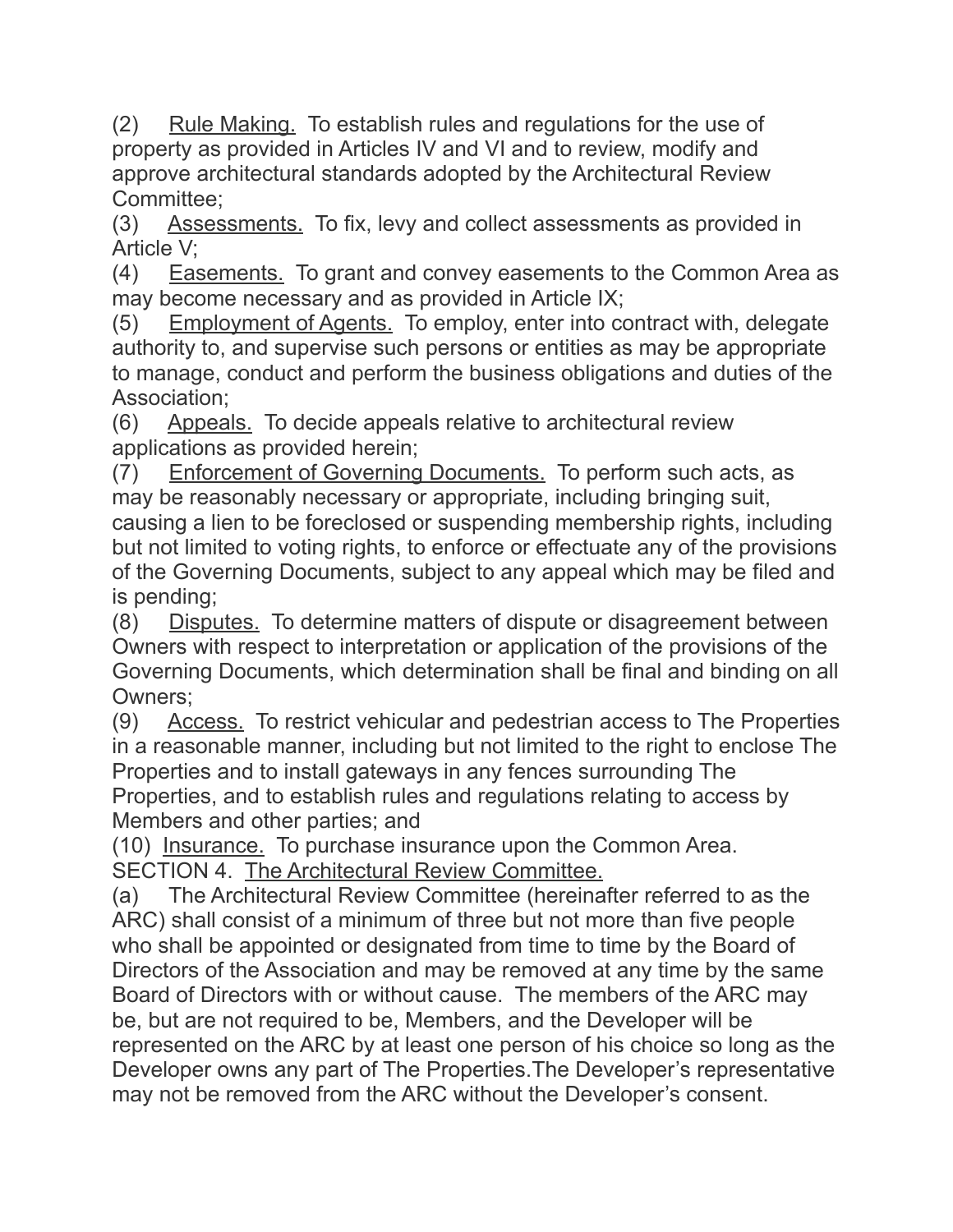(2) Rule Making. To establish rules and regulations for the use of property as provided in Articles IV and VI and to review, modify and approve architectural standards adopted by the Architectural Review Committee;

(3) Assessments. To fix, levy and collect assessments as provided in Article V;

(4) Easements. To grant and convey easements to the Common Area as may become necessary and as provided in Article IX;

(5) Employment of Agents. To employ, enter into contract with, delegate authority to, and supervise such persons or entities as may be appropriate to manage, conduct and perform the business obligations and duties of the Association;

(6) Appeals. To decide appeals relative to architectural review applications as provided herein;

(7) Enforcement of Governing Documents. To perform such acts, as may be reasonably necessary or appropriate, including bringing suit, causing a lien to be foreclosed or suspending membership rights, including but not limited to voting rights, to enforce or effectuate any of the provisions of the Governing Documents, subject to any appeal which may be filed and is pending;

(8) Disputes. To determine matters of dispute or disagreement between Owners with respect to interpretation or application of the provisions of the Governing Documents, which determination shall be final and binding on all Owners;

(9) Access. To restrict vehicular and pedestrian access to The Properties in a reasonable manner, including but not limited to the right to enclose The Properties and to install gateways in any fences surrounding The Properties, and to establish rules and regulations relating to access by Members and other parties; and

(10) Insurance. To purchase insurance upon the Common Area.

SECTION 4. The Architectural Review Committee.

(a) The Architectural Review Committee (hereinafter referred to as the ARC) shall consist of a minimum of three but not more than five people who shall be appointed or designated from time to time by the Board of Directors of the Association and may be removed at any time by the same Board of Directors with or without cause. The members of the ARC may be, but are not required to be, Members, and the Developer will be represented on the ARC by at least one person of his choice so long as the Developer owns any part of The Properties.The Developer's representative may not be removed from the ARC without the Developer's consent.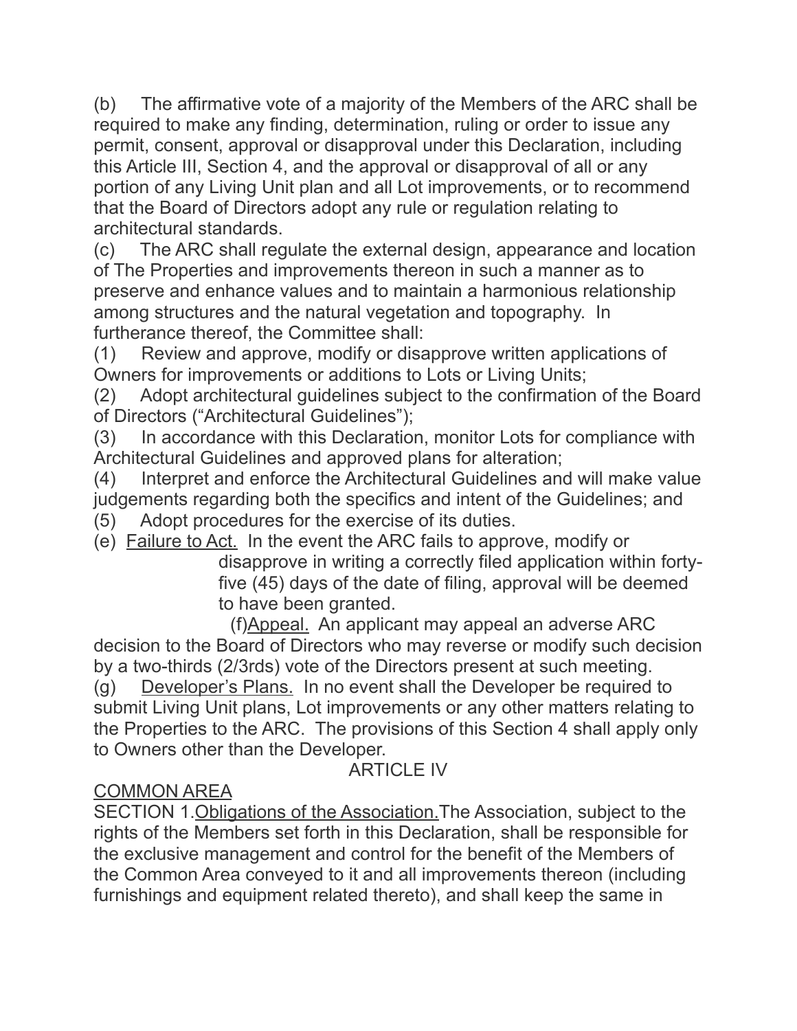(b) The affirmative vote of a majority of the Members of the ARC shall be required to make any finding, determination, ruling or order to issue any permit, consent, approval or disapproval under this Declaration, including this Article III, Section 4, and the approval or disapproval of all or any portion of any Living Unit plan and all Lot improvements, or to recommend that the Board of Directors adopt any rule or regulation relating to architectural standards.

(c) The ARC shall regulate the external design, appearance and location of The Properties and improvements thereon in such a manner as to preserve and enhance values and to maintain a harmonious relationship among structures and the natural vegetation and topography. In furtherance thereof, the Committee shall:

(1) Review and approve, modify or disapprove written applications of Owners for improvements or additions to Lots or Living Units;

(2) Adopt architectural guidelines subject to the confirmation of the Board of Directors ("Architectural Guidelines");

(3) In accordance with this Declaration, monitor Lots for compliance with Architectural Guidelines and approved plans for alteration;

(4) Interpret and enforce the Architectural Guidelines and will make value judgements regarding both the specifics and intent of the Guidelines; and

(5) Adopt procedures for the exercise of its duties.

(e) Failure to Act. In the event the ARC fails to approve, modify or disapprove in writing a correctly filed application within forty-five (45) days of the date of filing, approval will be deemed to have been granted.

(f) Appeal. An applicant may appeal an adverse ARC decision to the Board of Directors who may reverse or modify such decision by a two-thirds (2/3rds) vote of the Directors present at such meeting.

(g) Developer's Plans. In no event shall the Developer be required to submit Living Unit plans, Lot improvements or any other matters relating to the Properties to the ARC. The provisions of this Section 4 shall apply only to Owners other than the Developer.

## ARTICLE IV

## COMMON AREA

SECTION 1. Obligations of the Association. The Association, subject to the rights of the Members set forth in this Declaration, shall be responsible for the exclusive management and control for the benefit of the Members of the Common Area conveyed to it and all improvements thereon (including furnishings and equipment related thereto), and shall keep the same in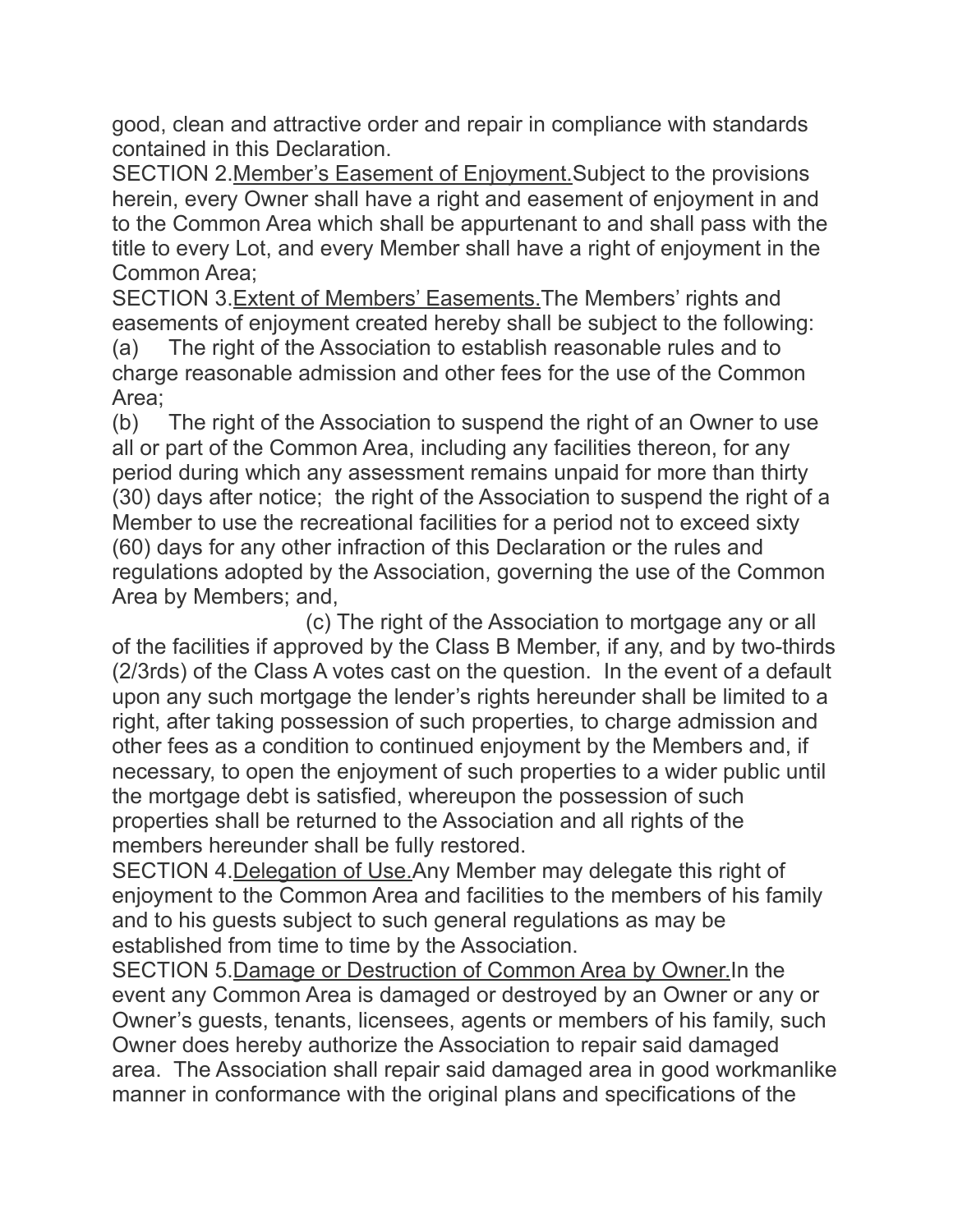good, clean and attractive order and repair in compliance with standards contained in this Declaration.

SECTION 2.<u>Member's Easement of Enjoyment.</u>Subject to the provisions herein, every Owner shall have a right and easement of enjoyment in and to the Common Area which shall be appurtenant to and shall pass with the title to every Lot, and every Member shall have a right of enjoyment in the Common Area;

SECTION 3.<u>Extent of Members' Easements.</u>The Members' rights and easements of enjoyment created hereby shall be subject to the following:

(a) The right of the Association to establish reasonable rules and to charge reasonable admission and other fees for the use of the Common Area;

(b) The right of the Association to suspend the right of an Owner to use all or part of the Common Area, including any facilities thereon, for any period during which any assessment remains unpaid for more than thirty (30) days after notice; the right of the Association to suspend the right of a Member to use the recreational facilities for a period not to exceed sixty (60) days for any other infraction of this Declaration or the rules and regulations adopted by the Association, governing the use of the Common Area by Members; and,

(c) The right of the Association to mortgage any or all of the facilities if approved by the Class B Member, if any, and by two-thirds (2/3rds) of the Class A votes cast on the question. In the event of a default upon any such mortgage the lender's rights hereunder shall be limited to a right, after taking possession of such properties, to charge admission and other fees as a condition to continued enjoyment by the Members and, if necessary, to open the enjoyment of such properties to a wider public until the mortgage debt is satisfied, whereupon the possession of such properties shall be returned to the Association and all rights of the members hereunder shall be fully restored.

SECTION 4.<u>Delegation of Use.</u>Any Member may delegate this right of enjoyment to the Common Area and facilities to the members of his family and to his guests subject to such general regulations as may be established from time to time by the Association.

SECTION 5.<u>Damage or Destruction of Common Area by Owner.</u>In the event any Common Area is damaged or destroyed by an Owner or any or Owner's guests, tenants, licensees, agents or members of his family, such Owner does hereby authorize the Association to repair said damaged area. The Association shall repair said damaged area in good workmanlike manner in conformance with the original plans and specifications of the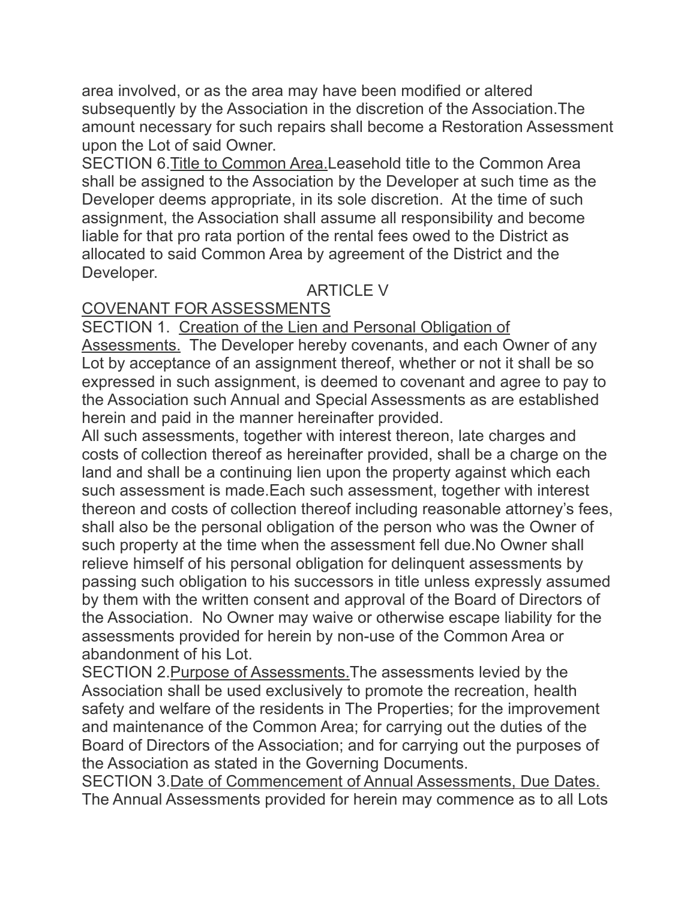area involved, or as the area may have been modified or altered subsequently by the Association in the discretion of the Association.The amount necessary for such repairs shall become a Restoration Assessment upon the Lot of said Owner.

SECTION 6.<u>Title to Common Area.</u>Leasehold title to the Common Area shall be assigned to the Association by the Developer at such time as the Developer deems appropriate, in its sole discretion. At the time of such assignment, the Association shall assume all responsibility and become liable for that pro rata portion of the rental fees owed to the District as allocated to said Common Area by agreement of the District and the Developer.

## ARTICLE V

## <u>COVENANT FOR ASSESSMENTS</u>

SECTION 1. <u>Creation of the Lien and Personal Obligation of Assessments.</u> The Developer hereby covenants, and each Owner of any Lot by acceptance of an assignment thereof, whether or not it shall be so expressed in such assignment, is deemed to covenant and agree to pay to the Association such Annual and Special Assessments as are established herein and paid in the manner hereinafter provided.

All such assessments, together with interest thereon, late charges and costs of collection thereof as hereinafter provided, shall be a charge on the land and shall be a continuing lien upon the property against which each such assessment is made.Each such assessment, together with interest thereon and costs of collection thereof including reasonable attorney's fees, shall also be the personal obligation of the person who was the Owner of such property at the time when the assessment fell due.No Owner shall relieve himself of his personal obligation for delinquent assessments by passing such obligation to his successors in title unless expressly assumed by them with the written consent and approval of the Board of Directors of the Association. No Owner may waive or otherwise escape liability for the assessments provided for herein by non-use of the Common Area or abandonment of his Lot.

SECTION 2.<u>Purpose of Assessments.</u>The assessments levied by the Association shall be used exclusively to promote the recreation, health safety and welfare of the residents in The Properties; for the improvement and maintenance of the Common Area; for carrying out the duties of the Board of Directors of the Association; and for carrying out the purposes of the Association as stated in the Governing Documents.

SECTION 3.<u>Date of Commencement of Annual Assessments, Due Dates.</u> The Annual Assessments provided for herein may commence as to all Lots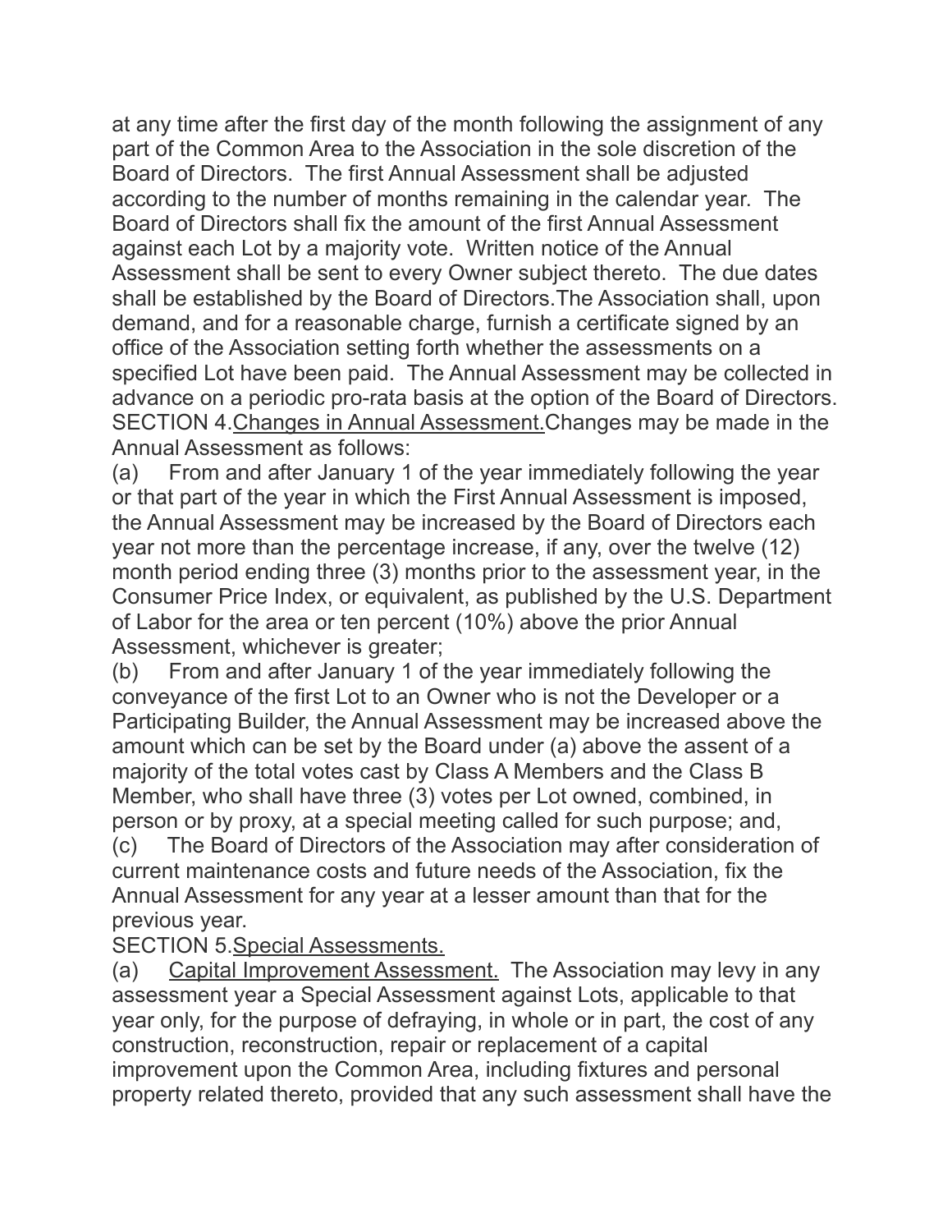at any time after the first day of the month following the assignment of any part of the Common Area to the Association in the sole discretion of the Board of Directors. The first Annual Assessment shall be adjusted according to the number of months remaining in the calendar year. The Board of Directors shall fix the amount of the first Annual Assessment against each Lot by a majority vote. Written notice of the Annual Assessment shall be sent to every Owner subject thereto. The due dates shall be established by the Board of Directors.The Association shall, upon demand, and for a reasonable charge, furnish a certificate signed by an office of the Association setting forth whether the assessments on a specified Lot have been paid. The Annual Assessment may be collected in advance on a periodic pro-rata basis at the option of the Board of Directors.

SECTION 4.<u>Changes in Annual Assessment.</u>Changes may be made in the Annual Assessment as follows:

(a) From and after January 1 of the year immediately following the year or that part of the year in which the First Annual Assessment is imposed, the Annual Assessment may be increased by the Board of Directors each year not more than the percentage increase, if any, over the twelve (12) month period ending three (3) months prior to the assessment year, in the Consumer Price Index, or equivalent, as published by the U.S. Department of Labor for the area or ten percent (10%) above the prior Annual Assessment, whichever is greater;

(b) From and after January 1 of the year immediately following the conveyance of the first Lot to an Owner who is not the Developer or a Participating Builder, the Annual Assessment may be increased above the amount which can be set by the Board under (a) above the assent of a majority of the total votes cast by Class A Members and the Class B Member, who shall have three (3) votes per Lot owned, combined, in person or by proxy, at a special meeting called for such purpose; and,

(c) The Board of Directors of the Association may after consideration of current maintenance costs and future needs of the Association, fix the Annual Assessment for any year at a lesser amount than that for the previous year.

SECTION 5.<u>Special Assessments.</u>

(a) <u>Capital Improvement Assessment.</u> The Association may levy in any assessment year a Special Assessment against Lots, applicable to that year only, for the purpose of defraying, in whole or in part, the cost of any construction, reconstruction, repair or replacement of a capital improvement upon the Common Area, including fixtures and personal property related thereto, provided that any such assessment shall have the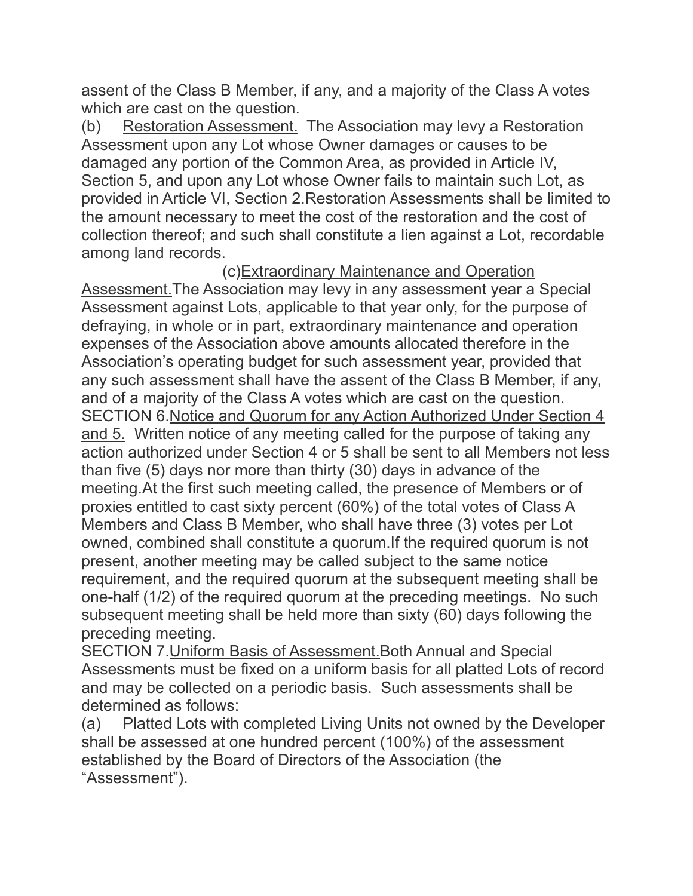assent of the Class B Member, if any, and a majority of the Class A votes which are cast on the question.

(b) Restoration Assessment. The Association may levy a Restoration Assessment upon any Lot whose Owner damages or causes to be damaged any portion of the Common Area, as provided in Article IV, Section 5, and upon any Lot whose Owner fails to maintain such Lot, as provided in Article VI, Section 2.Restoration Assessments shall be limited to the amount necessary to meet the cost of the restoration and the cost of collection thereof; and such shall constitute a lien against a Lot, recordable among land records.

(c)Extraordinary Maintenance and Operation Assessment.The Association may levy in any assessment year a Special Assessment against Lots, applicable to that year only, for the purpose of defraying, in whole or in part, extraordinary maintenance and operation expenses of the Association above amounts allocated therefore in the Association's operating budget for such assessment year, provided that any such assessment shall have the assent of the Class B Member, if any, and of a majority of the Class A votes which are cast on the question.

SECTION 6.Notice and Quorum for any Action Authorized Under Section 4 and 5. Written notice of any meeting called for the purpose of taking any action authorized under Section 4 or 5 shall be sent to all Members not less than five (5) days nor more than thirty (30) days in advance of the meeting.At the first such meeting called, the presence of Members or of proxies entitled to cast sixty percent (60%) of the total votes of Class A Members and Class B Member, who shall have three (3) votes per Lot owned, combined shall constitute a quorum.If the required quorum is not present, another meeting may be called subject to the same notice requirement, and the required quorum at the subsequent meeting shall be one-half (1/2) of the required quorum at the preceding meetings. No such subsequent meeting shall be held more than sixty (60) days following the preceding meeting.

SECTION 7.Uniform Basis of Assessment.Both Annual and Special Assessments must be fixed on a uniform basis for all platted Lots of record and may be collected on a periodic basis. Such assessments shall be determined as follows:

(a) Platted Lots with completed Living Units not owned by the Developer shall be assessed at one hundred percent (100%) of the assessment established by the Board of Directors of the Association (the "Assessment").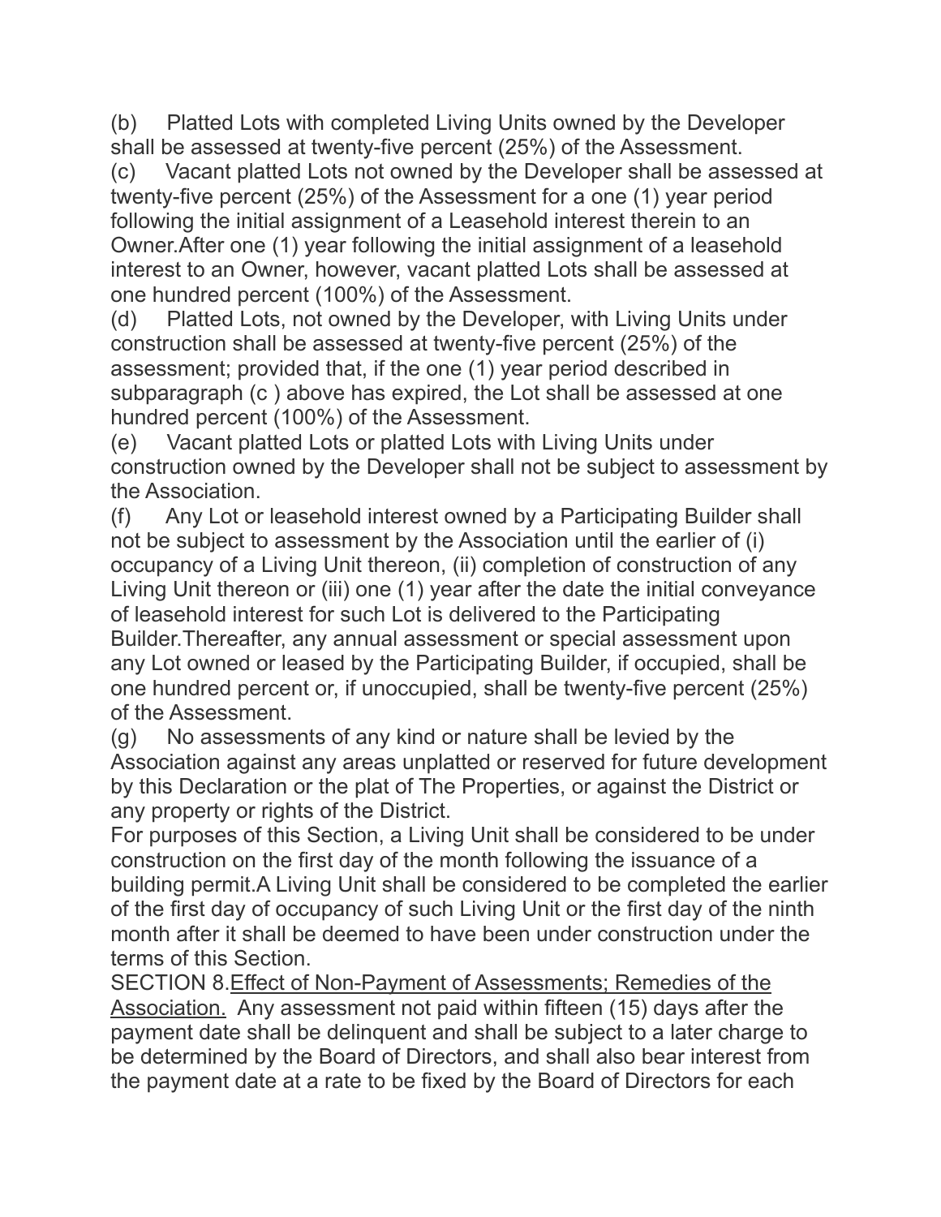(b) Platted Lots with completed Living Units owned by the Developer shall be assessed at twenty-five percent (25%) of the Assessment.

(c) Vacant platted Lots not owned by the Developer shall be assessed at twenty-five percent (25%) of the Assessment for a one (1) year period following the initial assignment of a Leasehold interest therein to an Owner.After one (1) year following the initial assignment of a leasehold interest to an Owner, however, vacant platted Lots shall be assessed at one hundred percent (100%) of the Assessment.

(d) Platted Lots, not owned by the Developer, with Living Units under construction shall be assessed at twenty-five percent (25%) of the assessment; provided that, if the one (1) year period described in subparagraph (c ) above has expired, the Lot shall be assessed at one hundred percent (100%) of the Assessment.

(e) Vacant platted Lots or platted Lots with Living Units under construction owned by the Developer shall not be subject to assessment by the Association.

(f) Any Lot or leasehold interest owned by a Participating Builder shall not be subject to assessment by the Association until the earlier of (i) occupancy of a Living Unit thereon, (ii) completion of construction of any Living Unit thereon or (iii) one (1) year after the date the initial conveyance of leasehold interest for such Lot is delivered to the Participating Builder.Thereafter, any annual assessment or special assessment upon any Lot owned or leased by the Participating Builder, if occupied, shall be one hundred percent or, if unoccupied, shall be twenty-five percent (25%) of the Assessment.

(g) No assessments of any kind or nature shall be levied by the Association against any areas unplatted or reserved for future development by this Declaration or the plat of The Properties, or against the District or any property or rights of the District.

For purposes of this Section, a Living Unit shall be considered to be under construction on the first day of the month following the issuance of a building permit.A Living Unit shall be considered to be completed the earlier of the first day of occupancy of such Living Unit or the first day of the ninth month after it shall be deemed to have been under construction under the terms of this Section.

SECTION 8.<u>Effect of Non-Payment of Assessments; Remedies of the Association.</u> Any assessment not paid within fifteen (15) days after the payment date shall be delinquent and shall be subject to a later charge to be determined by the Board of Directors, and shall also bear interest from the payment date at a rate to be fixed by the Board of Directors for each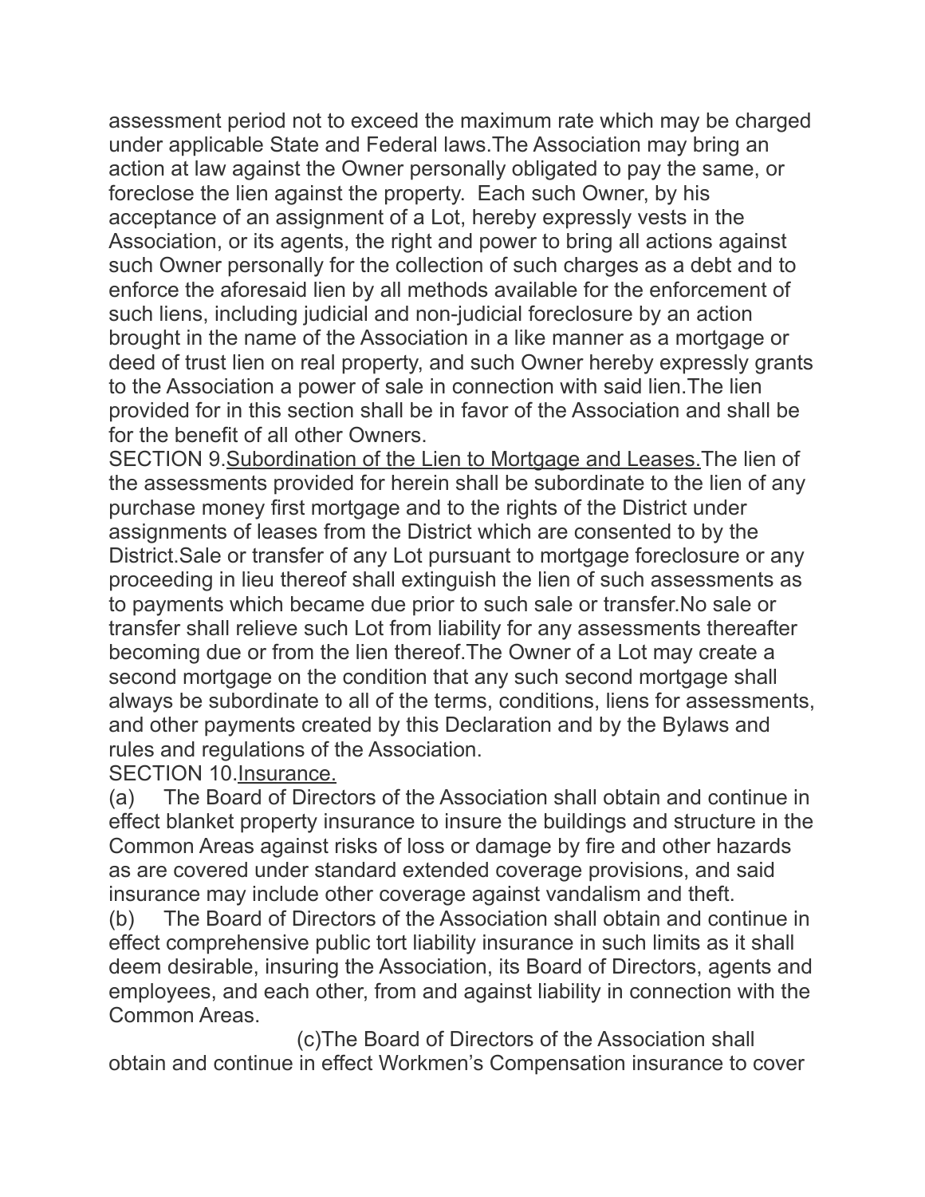assessment period not to exceed the maximum rate which may be charged under applicable State and Federal laws.The Association may bring an action at law against the Owner personally obligated to pay the same, or foreclose the lien against the property. Each such Owner, by his acceptance of an assignment of a Lot, hereby expressly vests in the Association, or its agents, the right and power to bring all actions against such Owner personally for the collection of such charges as a debt and to enforce the aforesaid lien by all methods available for the enforcement of such liens, including judicial and non-judicial foreclosure by an action brought in the name of the Association in a like manner as a mortgage or deed of trust lien on real property, and such Owner hereby expressly grants to the Association a power of sale in connection with said lien.The lien provided for in this section shall be in favor of the Association and shall be for the benefit of all other Owners.

SECTION 9.<u>Subordination of the Lien to Mortgage and Leases.</u>The lien of the assessments provided for herein shall be subordinate to the lien of any purchase money first mortgage and to the rights of the District under assignments of leases from the District which are consented to by the District.Sale or transfer of any Lot pursuant to mortgage foreclosure or any proceeding in lieu thereof shall extinguish the lien of such assessments as to payments which became due prior to such sale or transfer.No sale or transfer shall relieve such Lot from liability for any assessments thereafter becoming due or from the lien thereof.The Owner of a Lot may create a second mortgage on the condition that any such second mortgage shall always be subordinate to all of the terms, conditions, liens for assessments, and other payments created by this Declaration and by the Bylaws and rules and regulations of the Association.

SECTION 10.<u>Insurance.</u>

(a) The Board of Directors of the Association shall obtain and continue in effect blanket property insurance to insure the buildings and structure in the Common Areas against risks of loss or damage by fire and other hazards as are covered under standard extended coverage provisions, and said insurance may include other coverage against vandalism and theft.

(b) The Board of Directors of the Association shall obtain and continue in effect comprehensive public tort liability insurance in such limits as it shall deem desirable, insuring the Association, its Board of Directors, agents and employees, and each other, from and against liability in connection with the Common Areas.

(c)The Board of Directors of the Association shall obtain and continue in effect Workmen's Compensation insurance to cover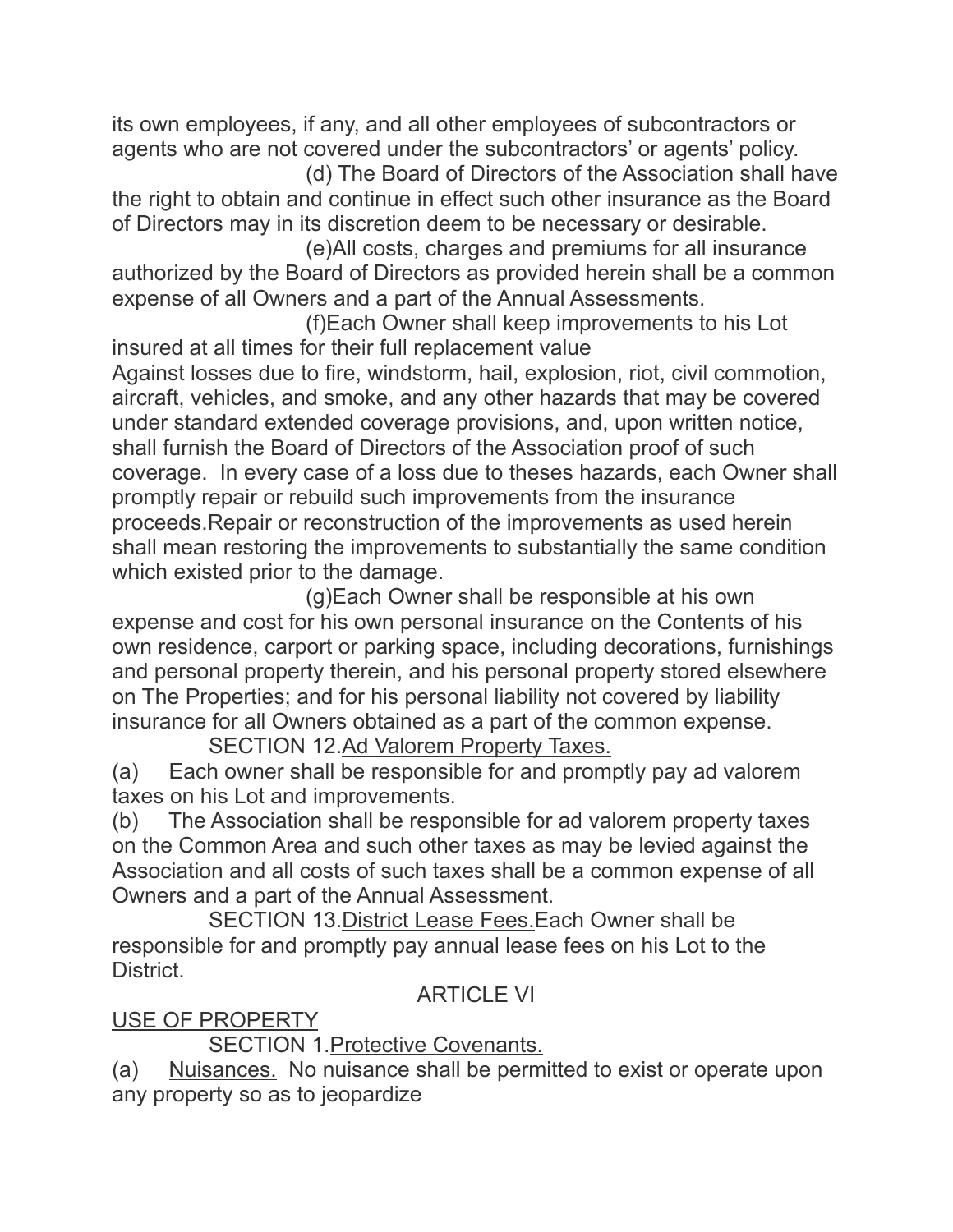its own employees, if any, and all other employees of subcontractors or agents who are not covered under the subcontractors' or agents' policy.

(d) The Board of Directors of the Association shall have the right to obtain and continue in effect such other insurance as the Board of Directors may in its discretion deem to be necessary or desirable.

(e)All costs, charges and premiums for all insurance authorized by the Board of Directors as provided herein shall be a common expense of all Owners and a part of the Annual Assessments.

(f)Each Owner shall keep improvements to his Lot insured at all times for their full replacement value Against losses due to fire, windstorm, hail, explosion, riot, civil commotion, aircraft, vehicles, and smoke, and any other hazards that may be covered under standard extended coverage provisions, and, upon written notice, shall furnish the Board of Directors of the Association proof of such coverage. In every case of a loss due to theses hazards, each Owner shall promptly repair or rebuild such improvements from the insurance proceeds.Repair or reconstruction of the improvements as used herein shall mean restoring the improvements to substantially the same condition which existed prior to the damage.

(g)Each Owner shall be responsible at his own expense and cost for his own personal insurance on the Contents of his own residence, carport or parking space, including decorations, furnishings and personal property therein, and his personal property stored elsewhere on The Properties; and for his personal liability not covered by liability insurance for all Owners obtained as a part of the common expense.

SECTION 12.Ad Valorem Property Taxes.

(a) Each owner shall be responsible for and promptly pay ad valorem taxes on his Lot and improvements.

(b) The Association shall be responsible for ad valorem property taxes on the Common Area and such other taxes as may be levied against the Association and all costs of such taxes shall be a common expense of all Owners and a part of the Annual Assessment.

SECTION 13.District Lease Fees.Each Owner shall be responsible for and promptly pay annual lease fees on his Lot to the District.

## ARTICLE VI

## USE OF PROPERTY

SECTION 1.Protective Covenants.

(a) Nuisances. No nuisance shall be permitted to exist or operate upon any property so as to jeopardize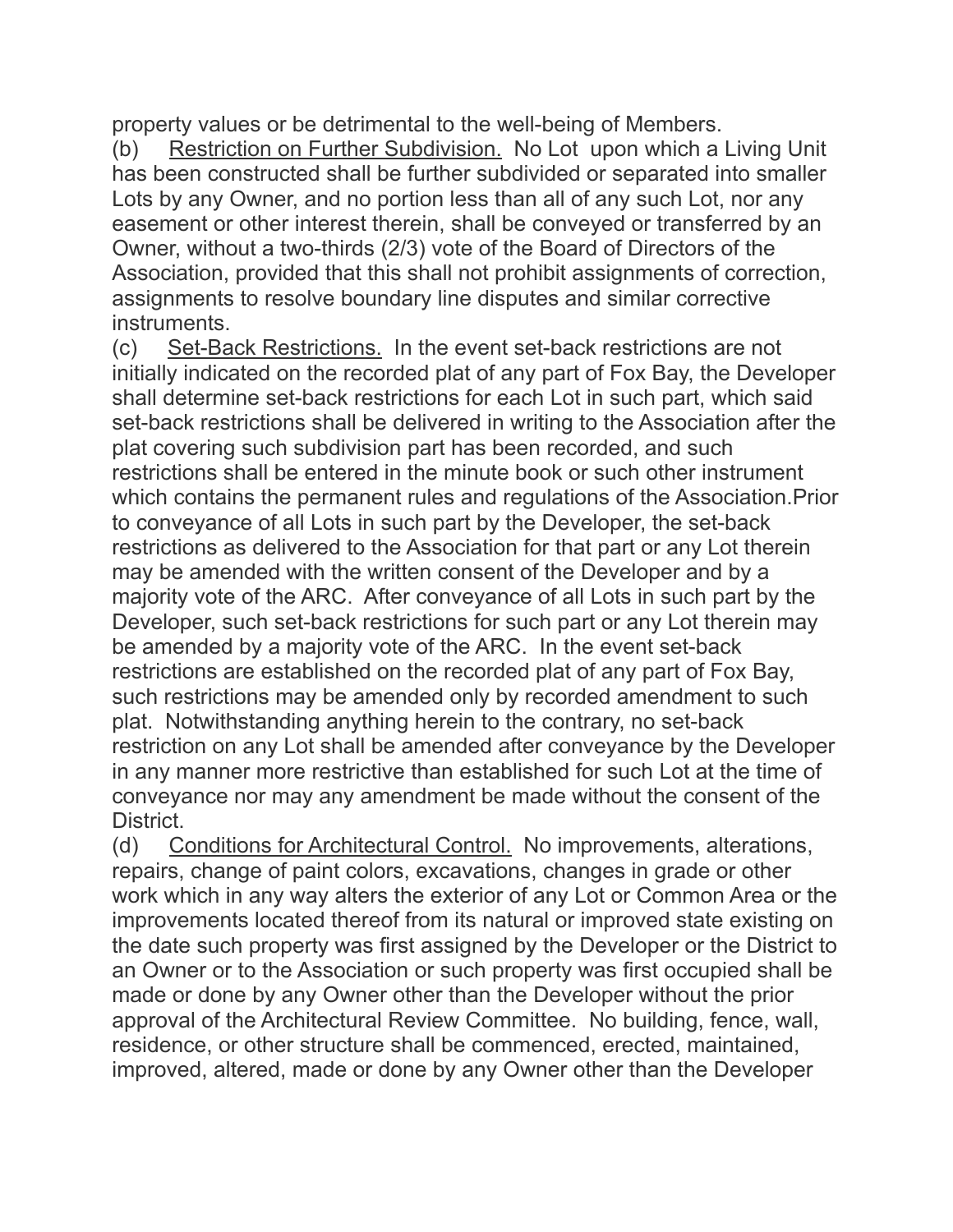property values or be detrimental to the well-being of Members.

(b) Restriction on Further Subdivision. No Lot upon which a Living Unit has been constructed shall be further subdivided or separated into smaller Lots by any Owner, and no portion less than all of any such Lot, nor any easement or other interest therein, shall be conveyed or transferred by an Owner, without a two-thirds (2/3) vote of the Board of Directors of the Association, provided that this shall not prohibit assignments of correction, assignments to resolve boundary line disputes and similar corrective instruments.

(c) Set-Back Restrictions. In the event set-back restrictions are not initially indicated on the recorded plat of any part of Fox Bay, the Developer shall determine set-back restrictions for each Lot in such part, which said set-back restrictions shall be delivered in writing to the Association after the plat covering such subdivision part has been recorded, and such restrictions shall be entered in the minute book or such other instrument which contains the permanent rules and regulations of the Association.Prior to conveyance of all Lots in such part by the Developer, the set-back restrictions as delivered to the Association for that part or any Lot therein may be amended with the written consent of the Developer and by a majority vote of the ARC. After conveyance of all Lots in such part by the Developer, such set-back restrictions for such part or any Lot therein may be amended by a majority vote of the ARC. In the event set-back restrictions are established on the recorded plat of any part of Fox Bay, such restrictions may be amended only by recorded amendment to such plat. Notwithstanding anything herein to the contrary, no set-back restriction on any Lot shall be amended after conveyance by the Developer in any manner more restrictive than established for such Lot at the time of conveyance nor may any amendment be made without the consent of the District.

(d) Conditions for Architectural Control. No improvements, alterations, repairs, change of paint colors, excavations, changes in grade or other work which in any way alters the exterior of any Lot or Common Area or the improvements located thereof from its natural or improved state existing on the date such property was first assigned by the Developer or the District to an Owner or to the Association or such property was first occupied shall be made or done by any Owner other than the Developer without the prior approval of the Architectural Review Committee. No building, fence, wall, residence, or other structure shall be commenced, erected, maintained, improved, altered, made or done by any Owner other than the Developer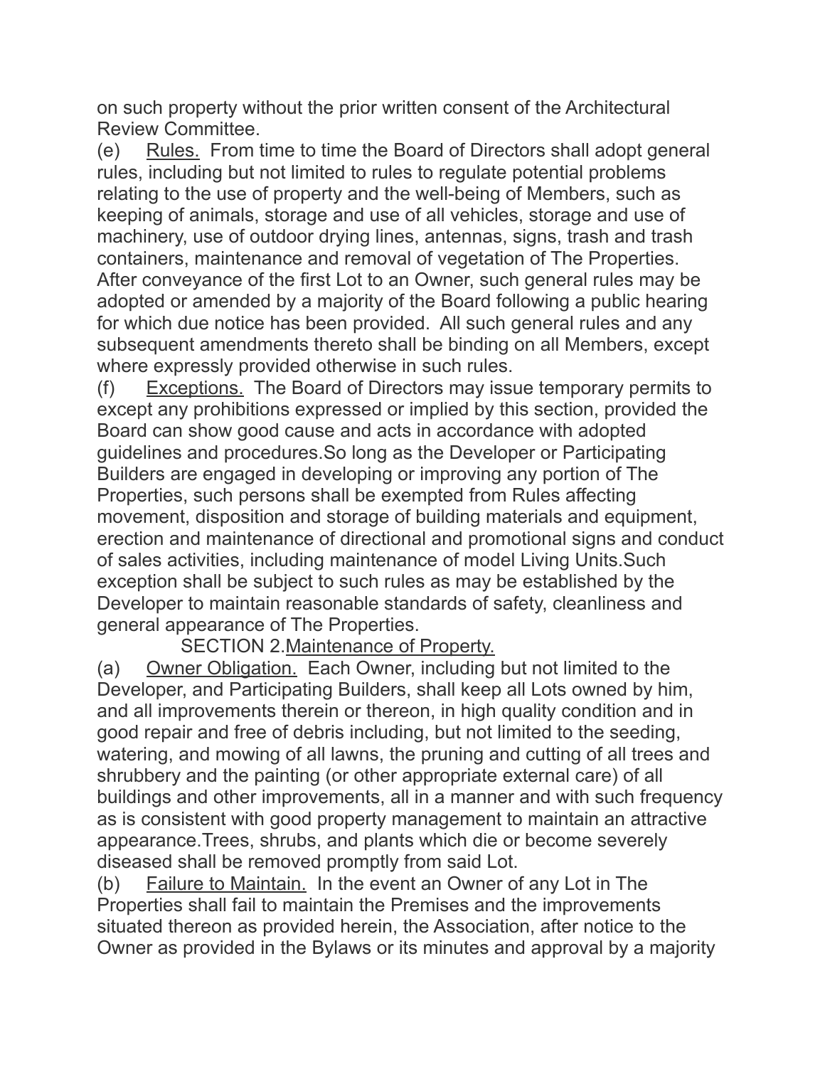on such property without the prior written consent of the Architectural Review Committee.

(e) Rules. From time to time the Board of Directors shall adopt general rules, including but not limited to rules to regulate potential problems relating to the use of property and the well-being of Members, such as keeping of animals, storage and use of all vehicles, storage and use of machinery, use of outdoor drying lines, antennas, signs, trash and trash containers, maintenance and removal of vegetation of The Properties. After conveyance of the first Lot to an Owner, such general rules may be adopted or amended by a majority of the Board following a public hearing for which due notice has been provided. All such general rules and any subsequent amendments thereto shall be binding on all Members, except where expressly provided otherwise in such rules.

(f) Exceptions. The Board of Directors may issue temporary permits to except any prohibitions expressed or implied by this section, provided the Board can show good cause and acts in accordance with adopted guidelines and procedures.So long as the Developer or Participating Builders are engaged in developing or improving any portion of The Properties, such persons shall be exempted from Rules affecting movement, disposition and storage of building materials and equipment, erection and maintenance of directional and promotional signs and conduct of sales activities, including maintenance of model Living Units.Such exception shall be subject to such rules as may be established by the Developer to maintain reasonable standards of safety, cleanliness and general appearance of The Properties.

SECTION 2.Maintenance of Property.

(a) Owner Obligation. Each Owner, including but not limited to the Developer, and Participating Builders, shall keep all Lots owned by him, and all improvements therein or thereon, in high quality condition and in good repair and free of debris including, but not limited to the seeding, watering, and mowing of all lawns, the pruning and cutting of all trees and shrubbery and the painting (or other appropriate external care) of all buildings and other improvements, all in a manner and with such frequency as is consistent with good property management to maintain an attractive appearance.Trees, shrubs, and plants which die or become severely diseased shall be removed promptly from said Lot.

(b) Failure to Maintain. In the event an Owner of any Lot in The Properties shall fail to maintain the Premises and the improvements situated thereon as provided herein, the Association, after notice to the Owner as provided in the Bylaws or its minutes and approval by a majority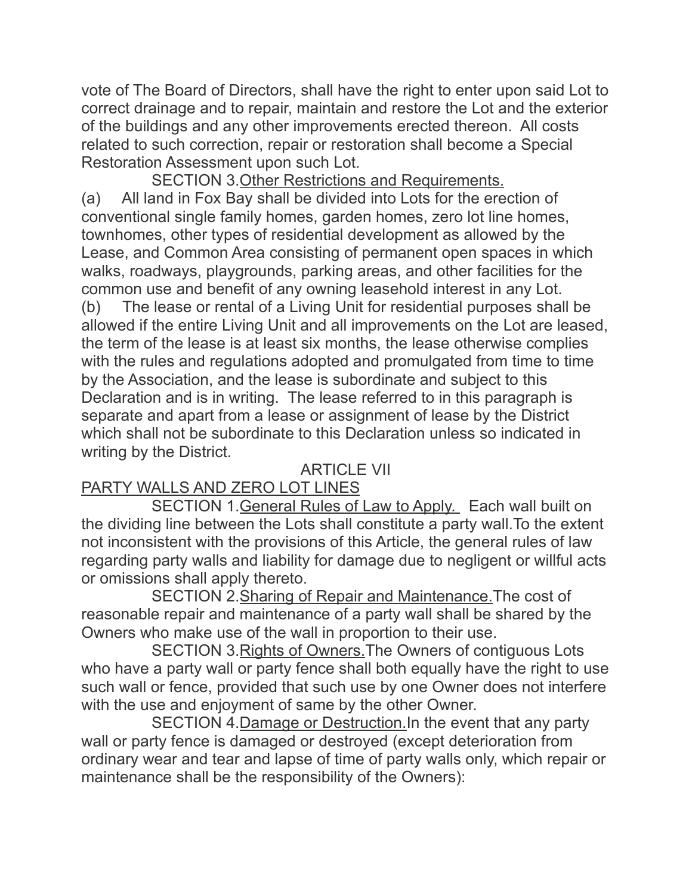vote of The Board of Directors, shall have the right to enter upon said Lot to correct drainage and to repair, maintain and restore the Lot and the exterior of the buildings and any other improvements erected thereon. All costs related to such correction, repair or restoration shall become a Special Restoration Assessment upon such Lot.

SECTION 3.Other Restrictions and Requirements.

(a) All land in Fox Bay shall be divided into Lots for the erection of conventional single family homes, garden homes, zero lot line homes, townhomes, other types of residential development as allowed by the Lease, and Common Area consisting of permanent open spaces in which walks, roadways, playgrounds, parking areas, and other facilities for the common use and benefit of any owning leasehold interest in any Lot.

(b) The lease or rental of a Living Unit for residential purposes shall be allowed if the entire Living Unit and all improvements on the Lot are leased, the term of the lease is at least six months, the lease otherwise complies with the rules and regulations adopted and promulgated from time to time by the Association, and the lease is subordinate and subject to this Declaration and is in writing. The lease referred to in this paragraph is separate and apart from a lease or assignment of lease by the District which shall not be subordinate to this Declaration unless so indicated in writing by the District.

## ARTICLE VII

## PARTY WALLS AND ZERO LOT LINES

SECTION 1.General Rules of Law to Apply. Each wall built on the dividing line between the Lots shall constitute a party wall.To the extent not inconsistent with the provisions of this Article, the general rules of law regarding party walls and liability for damage due to negligent or willful acts or omissions shall apply thereto.

SECTION 2.Sharing of Repair and Maintenance.The cost of reasonable repair and maintenance of a party wall shall be shared by the Owners who make use of the wall in proportion to their use.

SECTION 3.Rights of Owners.The Owners of contiguous Lots who have a party wall or party fence shall both equally have the right to use such wall or fence, provided that such use by one Owner does not interfere with the use and enjoyment of same by the other Owner.

SECTION 4.Damage or Destruction.In the event that any party wall or party fence is damaged or destroyed (except deterioration from ordinary wear and tear and lapse of time of party walls only, which repair or maintenance shall be the responsibility of the Owners):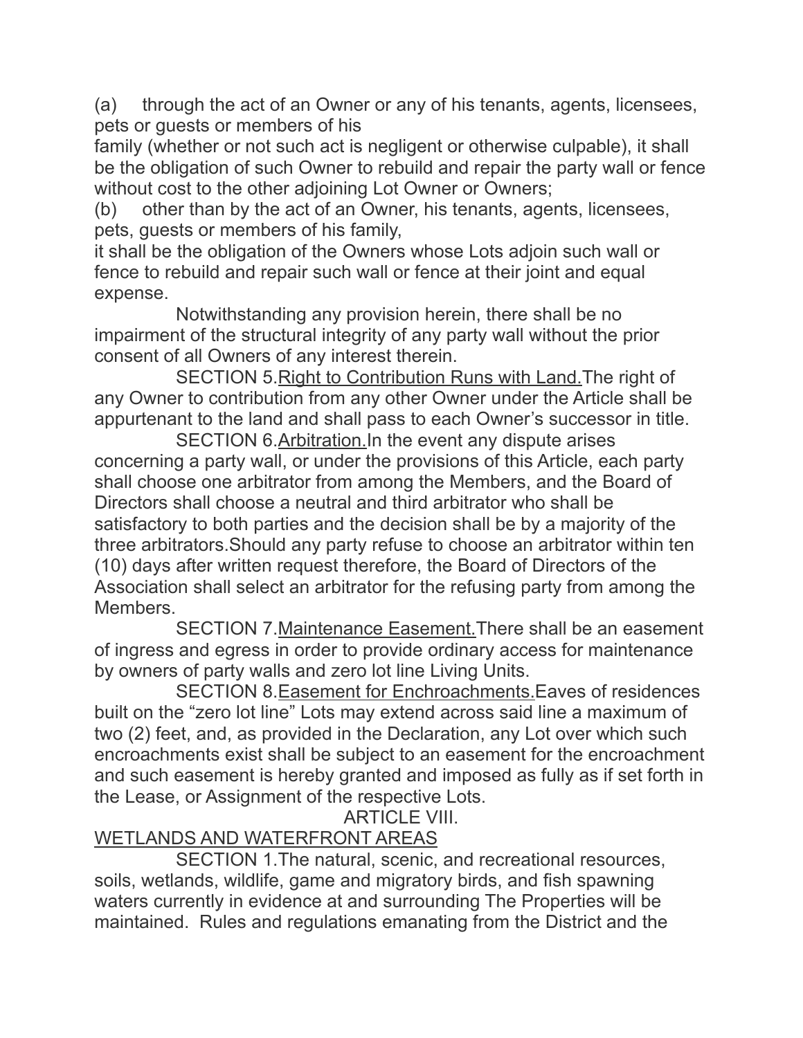(a) through the act of an Owner or any of his tenants, agents, licensees, pets or guests or members of his family (whether or not such act is negligent or otherwise culpable), it shall be the obligation of such Owner to rebuild and repair the party wall or fence without cost to the other adjoining Lot Owner or Owners;

(b) other than by the act of an Owner, his tenants, agents, licensees, pets, guests or members of his family, it shall be the obligation of the Owners whose Lots adjoin such wall or fence to rebuild and repair such wall or fence at their joint and equal expense.

Notwithstanding any provision herein, there shall be no impairment of the structural integrity of any party wall without the prior consent of all Owners of any interest therein.

SECTION 5. Right to Contribution Runs with Land. The right of any Owner to contribution from any other Owner under the Article shall be appurtenant to the land and shall pass to each Owner's successor in title.

SECTION 6. Arbitration. In the event any dispute arises concerning a party wall, or under the provisions of this Article, each party shall choose one arbitrator from among the Members, and the Board of Directors shall choose a neutral and third arbitrator who shall be satisfactory to both parties and the decision shall be by a majority of the three arbitrators. Should any party refuse to choose an arbitrator within ten (10) days after written request therefore, the Board of Directors of the Association shall select an arbitrator for the refusing party from among the Members.

SECTION 7. Maintenance Easement. There shall be an easement of ingress and egress in order to provide ordinary access for maintenance by owners of party walls and zero lot line Living Units.

SECTION 8. Easement for Enchroachments. Eaves of residences built on the "zero lot line" Lots may extend across said line a maximum of two (2) feet, and, as provided in the Declaration, any Lot over which such encroachments exist shall be subject to an easement for the encroachment and such easement is hereby granted and imposed as fully as if set forth in the Lease, or Assignment of the respective Lots.

## ARTICLE VIII.

## WETLANDS AND WATERFRONT AREAS

SECTION 1. The natural, scenic, and recreational resources, soils, wetlands, wildlife, game and migratory birds, and fish spawning waters currently in evidence at and surrounding The Properties will be maintained. Rules and regulations emanating from the District and the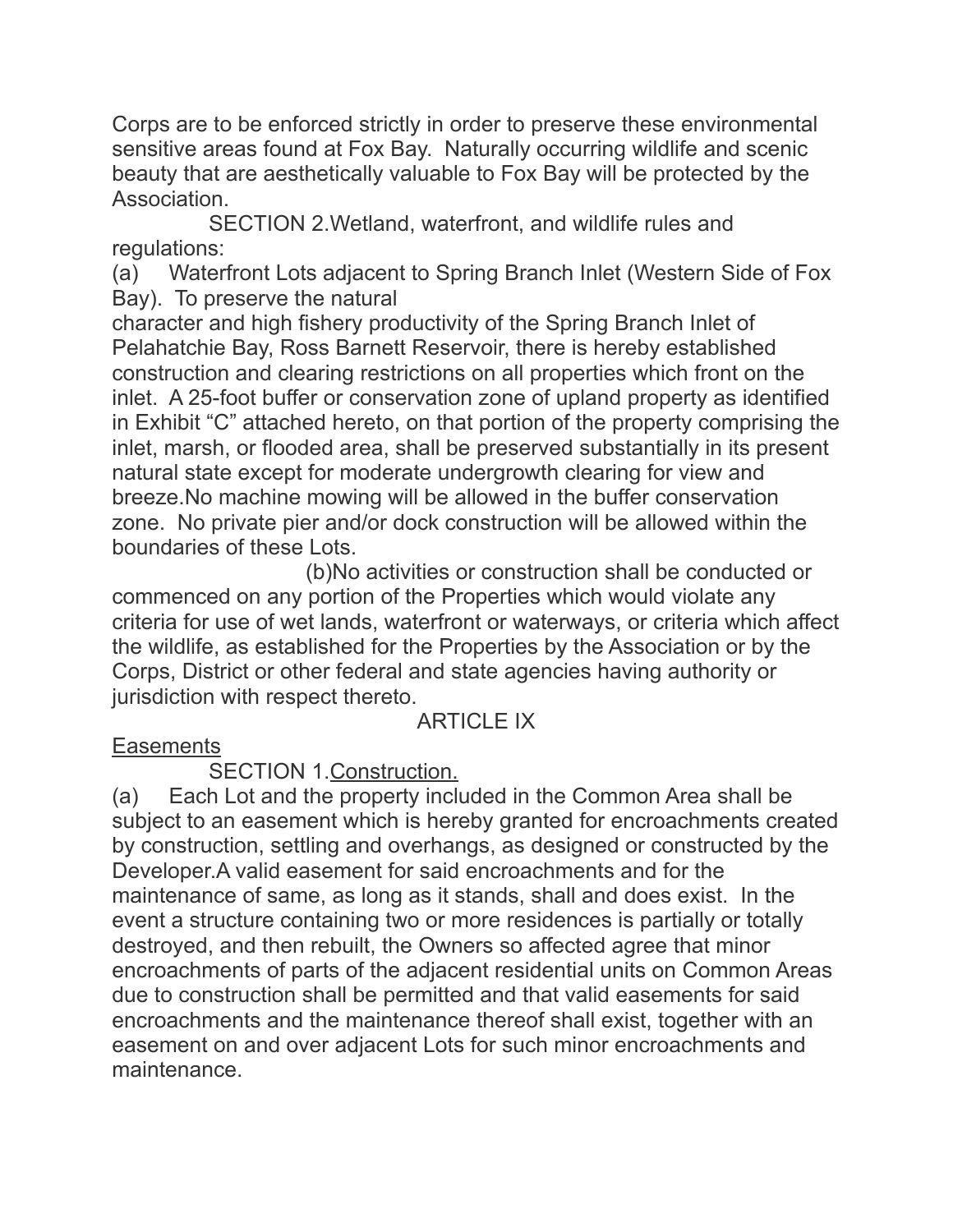Corps are to be enforced strictly in order to preserve these environmental sensitive areas found at Fox Bay. Naturally occurring wildlife and scenic beauty that are aesthetically valuable to Fox Bay will be protected by the Association.

SECTION 2.Wetland, waterfront, and wildlife rules and regulations:

(a) Waterfront Lots adjacent to Spring Branch Inlet (Western Side of Fox Bay). To preserve the natural character and high fishery productivity of the Spring Branch Inlet of Pelahatchie Bay, Ross Barnett Reservoir, there is hereby established construction and clearing restrictions on all properties which front on the inlet. A 25-foot buffer or conservation zone of upland property as identified in Exhibit "C" attached hereto, on that portion of the property comprising the inlet, marsh, or flooded area, shall be preserved substantially in its present natural state except for moderate undergrowth clearing for view and breeze.No machine mowing will be allowed in the buffer conservation zone. No private pier and/or dock construction will be allowed within the boundaries of these Lots.

(b)No activities or construction shall be conducted or commenced on any portion of the Properties which would violate any criteria for use of wet lands, waterfront or waterways, or criteria which affect the wildlife, as established for the Properties by the Association or by the Corps, District or other federal and state agencies having authority or jurisdiction with respect thereto.

## ARTICLE IX

<u>Easements</u>

SECTION 1.<u>Construction.</u>

(a) Each Lot and the property included in the Common Area shall be subject to an easement which is hereby granted for encroachments created by construction, settling and overhangs, as designed or constructed by the Developer.A valid easement for said encroachments and for the maintenance of same, as long as it stands, shall and does exist. In the event a structure containing two or more residences is partially or totally destroyed, and then rebuilt, the Owners so affected agree that minor encroachments of parts of the adjacent residential units on Common Areas due to construction shall be permitted and that valid easements for said encroachments and the maintenance thereof shall exist, together with an easement on and over adjacent Lots for such minor encroachments and maintenance.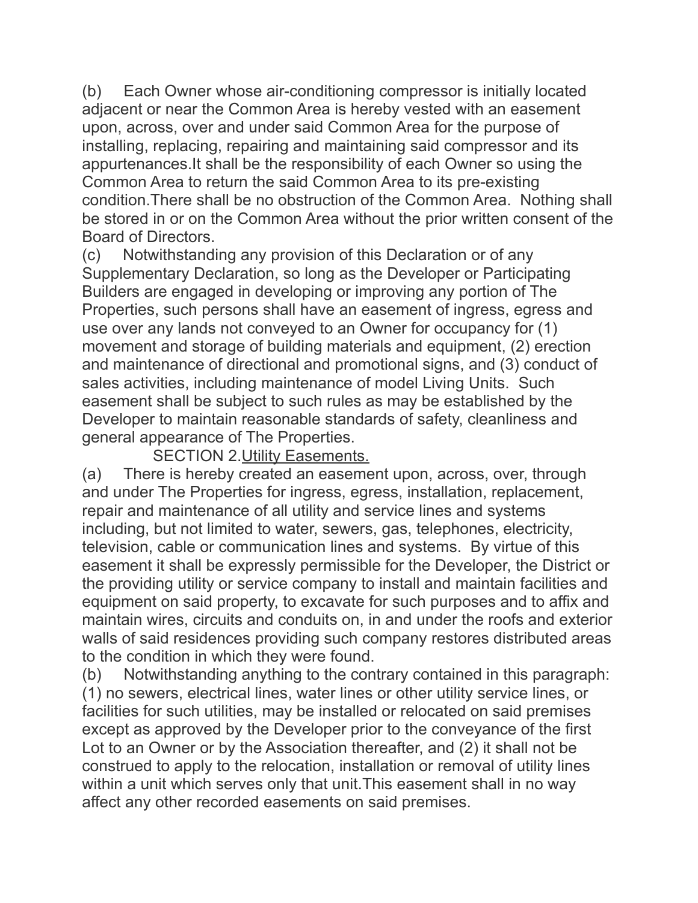(b) Each Owner whose air-conditioning compressor is initially located adjacent or near the Common Area is hereby vested with an easement upon, across, over and under said Common Area for the purpose of installing, replacing, repairing and maintaining said compressor and its appurtenances.It shall be the responsibility of each Owner so using the Common Area to return the said Common Area to its pre-existing condition.There shall be no obstruction of the Common Area. Nothing shall be stored in or on the Common Area without the prior written consent of the Board of Directors.

(c) Notwithstanding any provision of this Declaration or of any Supplementary Declaration, so long as the Developer or Participating Builders are engaged in developing or improving any portion of The Properties, such persons shall have an easement of ingress, egress and use over any lands not conveyed to an Owner for occupancy for (1) movement and storage of building materials and equipment, (2) erection and maintenance of directional and promotional signs, and (3) conduct of sales activities, including maintenance of model Living Units. Such easement shall be subject to such rules as may be established by the Developer to maintain reasonable standards of safety, cleanliness and general appearance of The Properties.

SECTION 2.<u>Utility Easements.</u>

(a) There is hereby created an easement upon, across, over, through and under The Properties for ingress, egress, installation, replacement, repair and maintenance of all utility and service lines and systems including, but not limited to water, sewers, gas, telephones, electricity, television, cable or communication lines and systems. By virtue of this easement it shall be expressly permissible for the Developer, the District or the providing utility or service company to install and maintain facilities and equipment on said property, to excavate for such purposes and to affix and maintain wires, circuits and conduits on, in and under the roofs and exterior walls of said residences providing such company restores distributed areas to the condition in which they were found.

(b) Notwithstanding anything to the contrary contained in this paragraph: (1) no sewers, electrical lines, water lines or other utility service lines, or facilities for such utilities, may be installed or relocated on said premises except as approved by the Developer prior to the conveyance of the first Lot to an Owner or by the Association thereafter, and (2) it shall not be construed to apply to the relocation, installation or removal of utility lines within a unit which serves only that unit.This easement shall in no way affect any other recorded easements on said premises.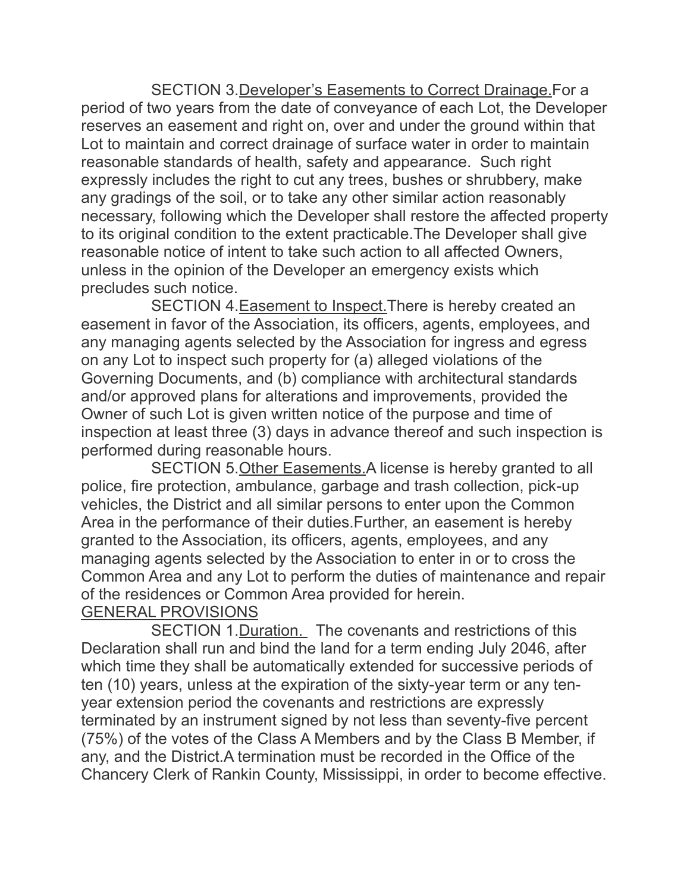SECTION 3. Developer's Easements to Correct Drainage. For a period of two years from the date of conveyance of each Lot, the Developer reserves an easement and right on, over and under the ground within that Lot to maintain and correct drainage of surface water in order to maintain reasonable standards of health, safety and appearance. Such right expressly includes the right to cut any trees, bushes or shrubbery, make any gradings of the soil, or to take any other similar action reasonably necessary, following which the Developer shall restore the affected property to its original condition to the extent practicable. The Developer shall give reasonable notice of intent to take such action to all affected Owners, unless in the opinion of the Developer an emergency exists which precludes such notice.

SECTION 4. Easement to Inspect. There is hereby created an easement in favor of the Association, its officers, agents, employees, and any managing agents selected by the Association for ingress and egress on any Lot to inspect such property for (a) alleged violations of the Governing Documents, and (b) compliance with architectural standards and/or approved plans for alterations and improvements, provided the Owner of such Lot is given written notice of the purpose and time of inspection at least three (3) days in advance thereof and such inspection is performed during reasonable hours.

SECTION 5. Other Easements. A license is hereby granted to all police, fire protection, ambulance, garbage and trash collection, pick-up vehicles, the District and all similar persons to enter upon the Common Area in the performance of their duties. Further, an easement is hereby granted to the Association, its officers, agents, employees, and any managing agents selected by the Association to enter in or to cross the Common Area and any Lot to perform the duties of maintenance and repair of the residences or Common Area provided for herein.

## GENERAL PROVISIONS

SECTION 1. Duration. The covenants and restrictions of this Declaration shall run and bind the land for a term ending July 2046, after which time they shall be automatically extended for successive periods of ten (10) years, unless at the expiration of the sixty-year term or any ten-year extension period the covenants and restrictions are expressly terminated by an instrument signed by not less than seventy-five percent (75%) of the votes of the Class A Members and by the Class B Member, if any, and the District. A termination must be recorded in the Office of the Chancery Clerk of Rankin County, Mississippi, in order to become effective.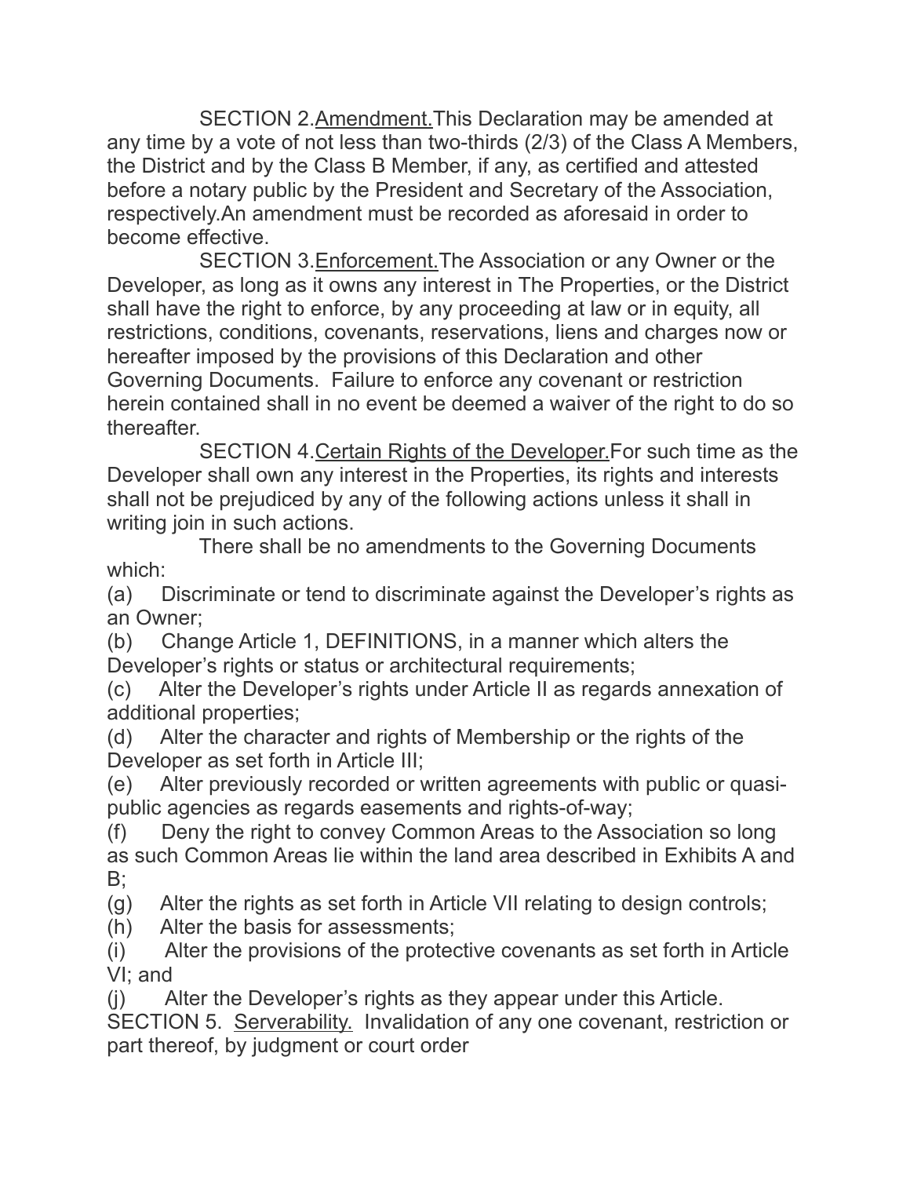SECTION 2. Amendment. This Declaration may be amended at any time by a vote of not less than two-thirds (2/3) of the Class A Members, the District and by the Class B Member, if any, as certified and attested before a notary public by the President and Secretary of the Association, respectively. An amendment must be recorded as aforesaid in order to become effective.

SECTION 3. Enforcement. The Association or any Owner or the Developer, as long as it owns any interest in The Properties, or the District shall have the right to enforce, by any proceeding at law or in equity, all restrictions, conditions, covenants, reservations, liens and charges now or hereafter imposed by the provisions of this Declaration and other Governing Documents. Failure to enforce any covenant or restriction herein contained shall in no event be deemed a waiver of the right to do so thereafter.

SECTION 4. Certain Rights of the Developer. For such time as the Developer shall own any interest in the Properties, its rights and interests shall not be prejudiced by any of the following actions unless it shall in writing join in such actions.

There shall be no amendments to the Governing Documents which:

(a) Discriminate or tend to discriminate against the Developer's rights as an Owner;

(b) Change Article 1, DEFINITIONS, in a manner which alters the Developer's rights or status or architectural requirements;

(c) Alter the Developer's rights under Article II as regards annexation of additional properties;

(d) Alter the character and rights of Membership or the rights of the Developer as set forth in Article III;

(e) Alter previously recorded or written agreements with public or quasi-public agencies as regards easements and rights-of-way;

(f) Deny the right to convey Common Areas to the Association so long as such Common Areas lie within the land area described in Exhibits A and B;

(g) Alter the rights as set forth in Article VII relating to design controls;

(h) Alter the basis for assessments;

(i) Alter the provisions of the protective covenants as set forth in Article VI; and

(j) Alter the Developer's rights as they appear under this Article.

SECTION 5. Serverability. Invalidation of any one covenant, restriction or part thereof, by judgment or court order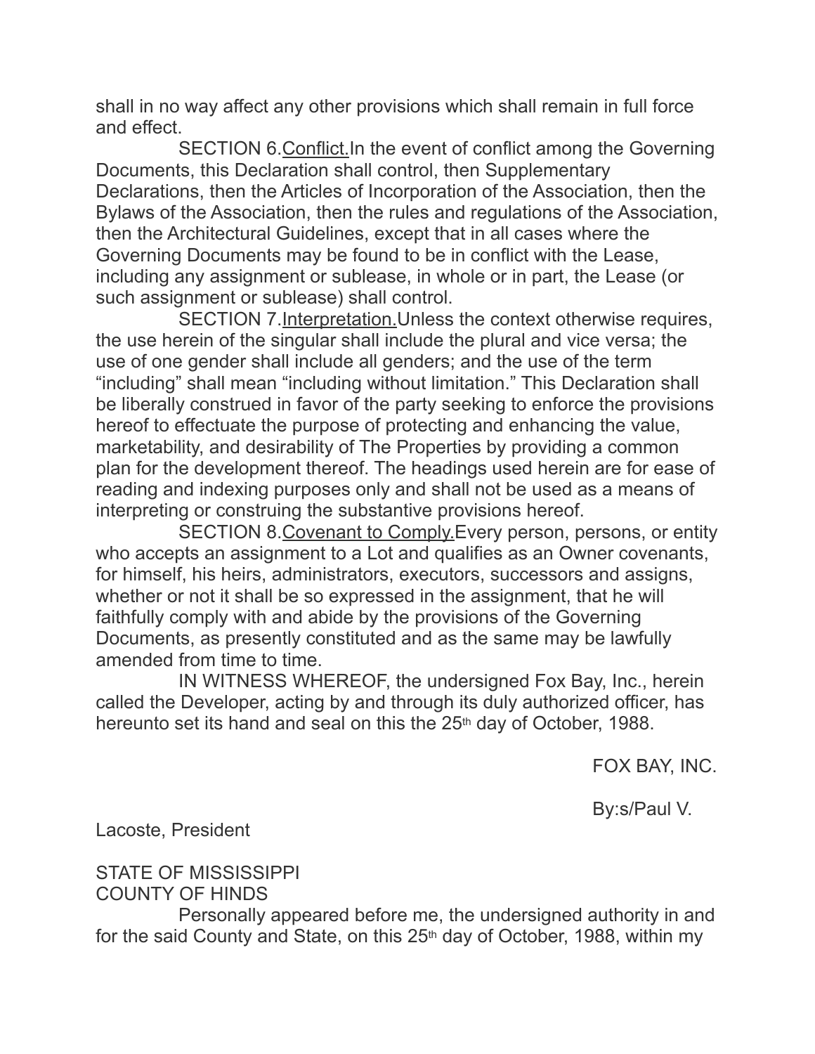shall in no way affect any other provisions which shall remain in full force and effect.

SECTION 6. Conflict. In the event of conflict among the Governing Documents, this Declaration shall control, then Supplementary Declarations, then the Articles of Incorporation of the Association, then the Bylaws of the Association, then the rules and regulations of the Association, then the Architectural Guidelines, except that in all cases where the Governing Documents may be found to be in conflict with the Lease, including any assignment or sublease, in whole or in part, the Lease (or such assignment or sublease) shall control.

SECTION 7. Interpretation. Unless the context otherwise requires, the use herein of the singular shall include the plural and vice versa; the use of one gender shall include all genders; and the use of the term "including" shall mean "including without limitation." This Declaration shall be liberally construed in favor of the party seeking to enforce the provisions hereof to effectuate the purpose of protecting and enhancing the value, marketability, and desirability of The Properties by providing a common plan for the development thereof. The headings used herein are for ease of reading and indexing purposes only and shall not be used as a means of interpreting or construing the substantive provisions hereof.

SECTION 8. Covenant to Comply. Every person, persons, or entity who accepts an assignment to a Lot and qualifies as an Owner covenants, for himself, his heirs, administrators, executors, successors and assigns, whether or not it shall be so expressed in the assignment, that he will faithfully comply with and abide by the provisions of the Governing Documents, as presently constituted and as the same may be lawfully amended from time to time.

IN WITNESS WHEREOF, the undersigned Fox Bay, Inc., herein called the Developer, acting by and through its duly authorized officer, has hereunto set its hand and seal on this the 25th day of October, 1988.

FOX BAY, INC.

By:s/Paul V. Lacoste, President

STATE OF MISSISSIPPI
COUNTY OF HINDS

Personally appeared before me, the undersigned authority in and for the said County and State, on this 25th day of October, 1988, within my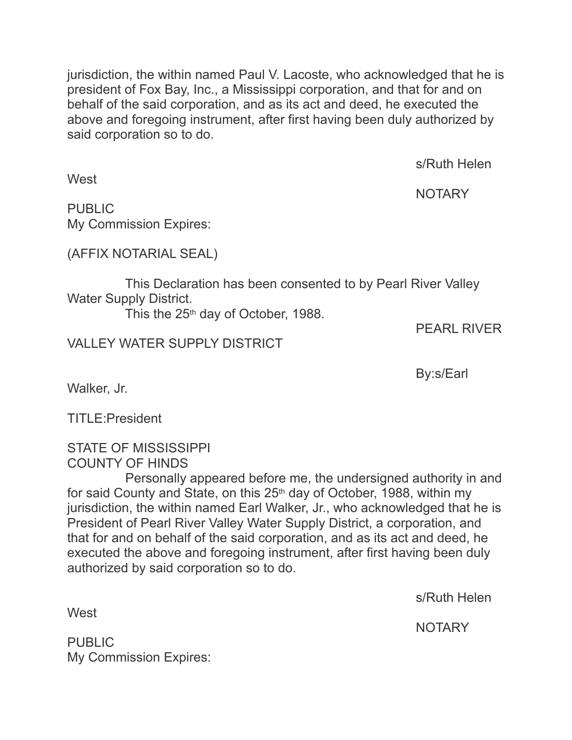jurisdiction, the within named Paul V. Lacoste, who acknowledged that he is president of Fox Bay, Inc., a Mississippi corporation, and that for and on behalf of the said corporation, and as its act and deed, he executed the above and foregoing instrument, after first having been duly authorized by said corporation so to do.

s/Ruth Helen West
NOTARY PUBLIC
My Commission Expires:

(AFFIX NOTARIAL SEAL)

This Declaration has been consented to by Pearl River Valley Water Supply District.
This the 25th day of October, 1988.

PEARL RIVER VALLEY WATER SUPPLY DISTRICT

By:s/Earl Walker, Jr.

TITLE:President

STATE OF MISSISSIPPI
COUNTY OF HINDS

Personally appeared before me, the undersigned authority in and for said County and State, on this 25th day of October, 1988, within my jurisdiction, the within named Earl Walker, Jr., who acknowledged that he is President of Pearl River Valley Water Supply District, a corporation, and that for and on behalf of the said corporation, and as its act and deed, he executed the above and foregoing instrument, after first having been duly authorized by said corporation so to do.

s/Ruth Helen West
NOTARY PUBLIC
My Commission Expires: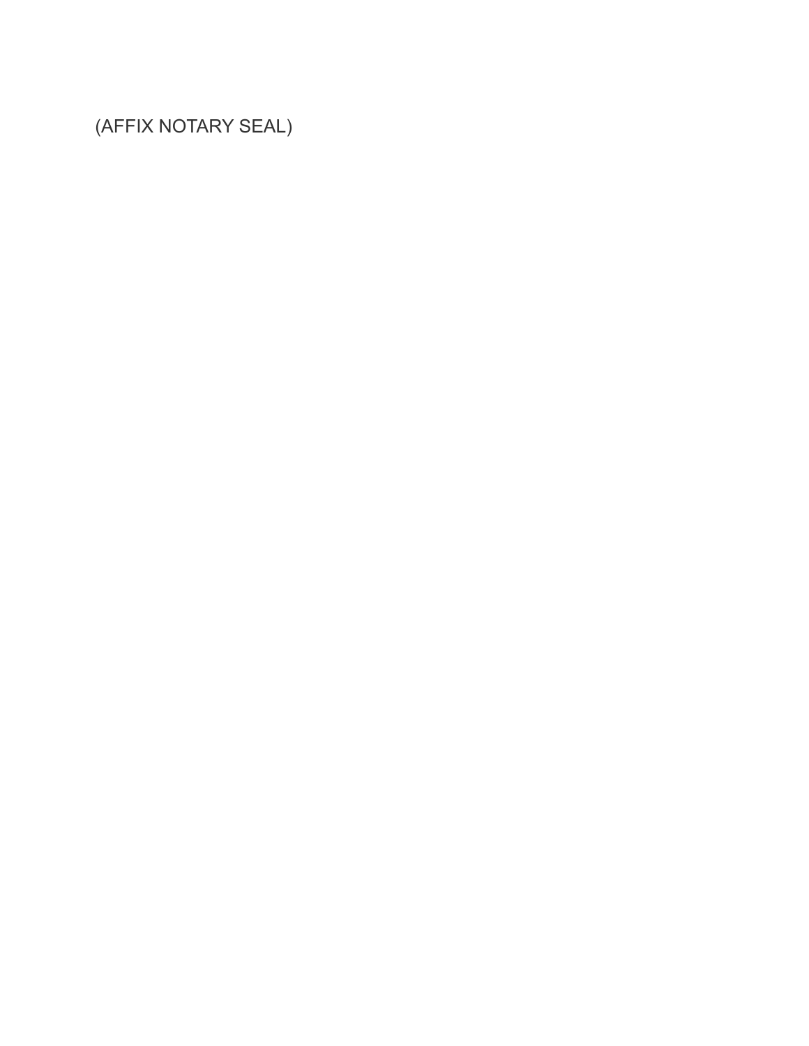(AFFIX NOTARY SEAL)